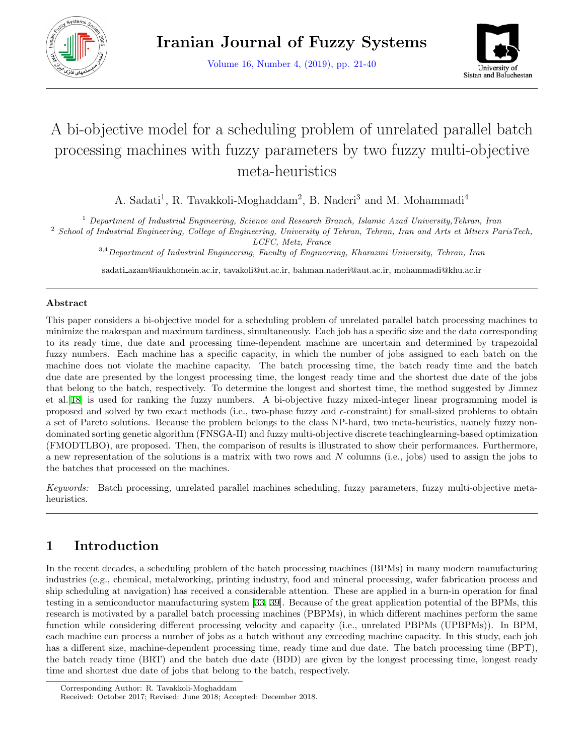# A bi-objective model for a scheduling problem of unrelated parallel batch processing machines with fuzzy parameters by two fuzzy multi-objective meta-heuristics

A. Sadati[1], R. Tavakkoli-Moghaddam[2], B. Naderi[3] and M. Mohammadi[4]

[1] *Department of Industrial Engineering, Science and Research Branch, Islamic Azad University,Tehran, Iran*
[2] *School of Industrial Engineering, College of Engineering, University of Tehran, Tehran, Iran and Arts et Mtiers ParisTech, LCFC, Metz, France*
[3,4] *Department of Industrial Engineering, Faculty of Engineering, Kharazmi University, Tehran, Iran*

sadati_azam@iaukhomein.ac.ir, tavakoli@ut.ac.ir, bahman.naderi@aut.ac.ir, mohammadi@khu.ac.ir

### Abstract

This paper considers a bi-objective model for a scheduling problem of unrelated parallel batch processing machines to minimize the makespan and maximum tardiness, simultaneously. Each job has a specific size and the data corresponding to its ready time, due date and processing time-dependent machine are uncertain and determined by trapezoidal fuzzy numbers. Each machine has a specific capacity, in which the number of jobs assigned to each batch on the machine does not violate the machine capacity. The batch processing time, the batch ready time and the batch due date are presented by the longest processing time, the longest ready time and the shortest due date of the jobs that belong to the batch, respectively. To determine the longest and shortest time, the method suggested by Jimnez et al.[18] is used for ranking the fuzzy numbers. A bi-objective fuzzy mixed-integer linear programming model is proposed and solved by two exact methods (i.e., two-phase fuzzy and $\epsilon$-constraint) for small-sized problems to obtain a set of Pareto solutions. Because the problem belongs to the class NP-hard, two meta-heuristics, namely fuzzy non-dominated sorting genetic algorithm (FNSGA-II) and fuzzy multi-objective discrete teachinglearning-based optimization (FMODTLBO), are proposed. Then, the comparison of results is illustrated to show their performances. Furthermore, a new representation of the solutions is a matrix with two rows and $N$ columns (i.e., jobs) used to assign the jobs to the batches that processed on the machines.

*Keywords:* Batch processing, unrelated parallel machines scheduling, fuzzy parameters, fuzzy multi-objective meta-heuristics.

## 1 Introduction

In the recent decades, a scheduling problem of the batch processing machines (BPMs) in many modern manufacturing industries (e.g., chemical, metalworking, printing industry, food and mineral processing, wafer fabrication process and ship scheduling at navigation) has received a considerable attention. These are applied in a burn-in operation for final testing in a semiconductor manufacturing system [33, 39]. Because of the great application potential of the BPMs, this research is motivated by a parallel batch processing machines (PBPMs), in which different machines perform the same function while considering different processing velocity and capacity (i.e., unrelated PBPMs (UPBPMs)). In BPM, each machine can process a number of jobs as a batch without any exceeding machine capacity. In this study, each job has a different size, machine-dependent processing time, ready time and due date. The batch processing time (BPT), the batch ready time (BRT) and the batch due date (BDD) are given by the longest processing time, longest ready time and shortest due date of jobs that belong to the batch, respectively.

Corresponding Author: R. Tavakkoli-Moghaddam
Received: October 2017; Revised: June 2018; Accepted: December 2018.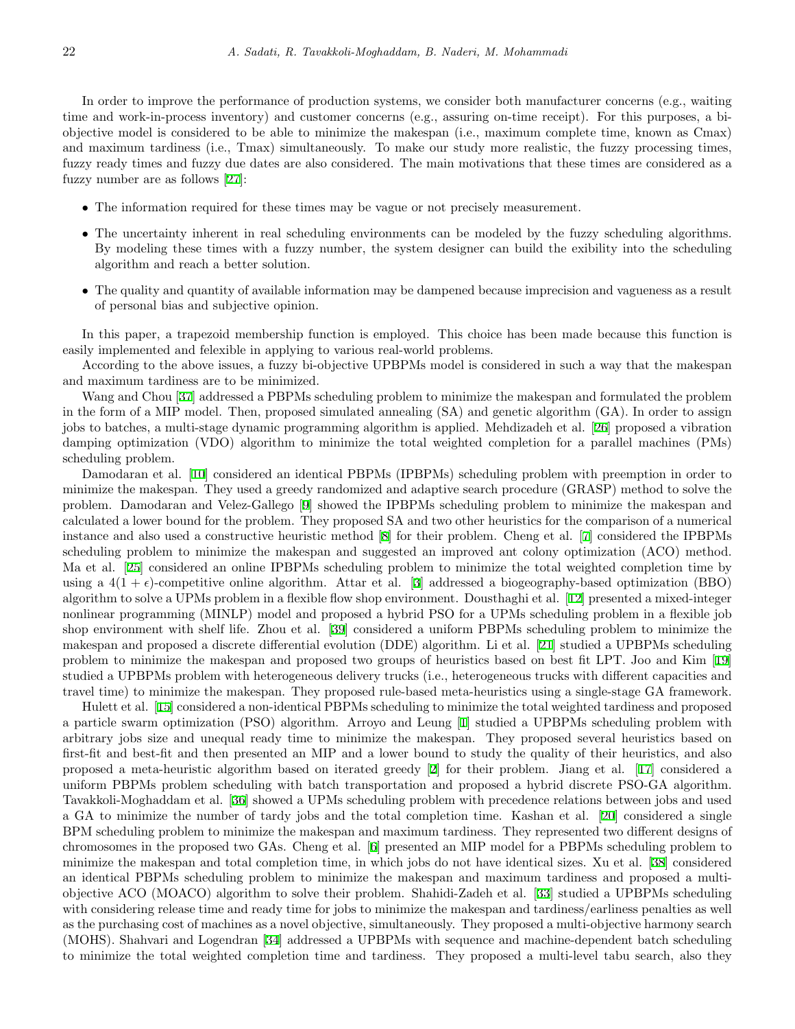In order to improve the performance of production systems, we consider both manufacturer concerns (e.g., waiting time and work-in-process inventory) and customer concerns (e.g., assuring on-time receipt). For this purposes, a bi-objective model is considered to be able to minimize the makespan (i.e., maximum complete time, known as Cmax) and maximum tardiness (i.e., Tmax) simultaneously. To make our study more realistic, the fuzzy processing times, fuzzy ready times and fuzzy due dates are also considered. The main motivations that these times are considered as a fuzzy number are as follows [27]:

- The information required for these times may be vague or not precisely measurement.
- The uncertainty inherent in real scheduling environments can be modeled by the fuzzy scheduling algorithms. By modeling these times with a fuzzy number, the system designer can build the exibility into the scheduling algorithm and reach a better solution.
- The quality and quantity of available information may be dampened because imprecision and vagueness as a result of personal bias and subjective opinion.

In this paper, a trapezoid membership function is employed. This choice has been made because this function is easily implemented and felexible in applying to various real-world problems.

According to the above issues, a fuzzy bi-objective UPBPMs model is considered in such a way that the makespan and maximum tardiness are to be minimized.

Wang and Chou [37] addressed a PBPMs scheduling problem to minimize the makespan and formulated the problem in the form of a MIP model. Then, proposed simulated annealing (SA) and genetic algorithm (GA). In order to assign jobs to batches, a multi-stage dynamic programming algorithm is applied. Mehdizadeh et al. [26] proposed a vibration damping optimization (VDO) algorithm to minimize the total weighted completion for a parallel machines (PMs) scheduling problem.

Damodaran et al. [10] considered an identical PBPMs (IPBPMs) scheduling problem with preemption in order to minimize the makespan. They used a greedy randomized and adaptive search procedure (GRASP) method to solve the problem. Damodaran and Velez-Gallego [9] showed the IPBPMs scheduling problem to minimize the makespan and calculated a lower bound for the problem. They proposed SA and two other heuristics for the comparison of a numerical instance and also used a constructive heuristic method [8] for their problem. Cheng et al. [7] considered the IPBPMs scheduling problem to minimize the makespan and suggested an improved ant colony optimization (ACO) method. Ma et al. [25] considered an online IPBPMs scheduling problem to minimize the total weighted completion time by using a $4(1+\epsilon)$-competitive online algorithm. Attar et al. [3] addressed a biogeography-based optimization (BBO) algorithm to solve a UPMs problem in a flexible flow shop environment. Dousthaghi et al. [12] presented a mixed-integer nonlinear programming (MINLP) model and proposed a hybrid PSO for a UPMs scheduling problem in a flexible job shop environment with shelf life. Zhou et al. [39] considered a uniform PBPMs scheduling problem to minimize the makespan and proposed a discrete differential evolution (DDE) algorithm. Li et al. [21] studied a UPBPMs scheduling problem to minimize the makespan and proposed two groups of heuristics based on best fit LPT. Joo and Kim [19] studied a UPBPMs problem with heterogeneous delivery trucks (i.e., heterogeneous trucks with different capacities and travel time) to minimize the makespan. They proposed rule-based meta-heuristics using a single-stage GA framework.

Hulett et al. [15] considered a non-identical PBPMs scheduling to minimize the total weighted tardiness and proposed a particle swarm optimization (PSO) algorithm. Arroyo and Leung [1] studied a UPBPMs scheduling problem with arbitrary jobs size and unequal ready time to minimize the makespan. They proposed several heuristics based on first-fit and best-fit and then presented an MIP and a lower bound to study the quality of their heuristics, and also proposed a meta-heuristic algorithm based on iterated greedy [2] for their problem. Jiang et al. [17] considered a uniform PBPMs problem scheduling with batch transportation and proposed a hybrid discrete PSO-GA algorithm. Tavakkoli-Moghaddam et al. [36] showed a UPMs scheduling problem with precedence relations between jobs and used a GA to minimize the number of tardy jobs and the total completion time. Kashan et al. [20] considered a single BPM scheduling problem to minimize the makespan and maximum tardiness. They represented two different designs of chromosomes in the proposed two GAs. Cheng et al. [6] presented an MIP model for a PBPMs scheduling problem to minimize the makespan and total completion time, in which jobs do not have identical sizes. Xu et al. [38] considered an identical PBPMs scheduling problem to minimize the makespan and maximum tardiness and proposed a multi-objective ACO (MOACO) algorithm to solve their problem. Shahidi-Zadeh et al. [33] studied a UPBPMs scheduling with considering release time and ready time for jobs to minimize the makespan and tardiness/earliness penalties as well as the purchasing cost of machines as a novel objective, simultaneously. They proposed a multi-objective harmony search (MOHS). Shahvari and Logendran [34] addressed a UPBPMs with sequence and machine-dependent batch scheduling to minimize the total weighted completion time and tardiness. They proposed a multi-level tabu search, also they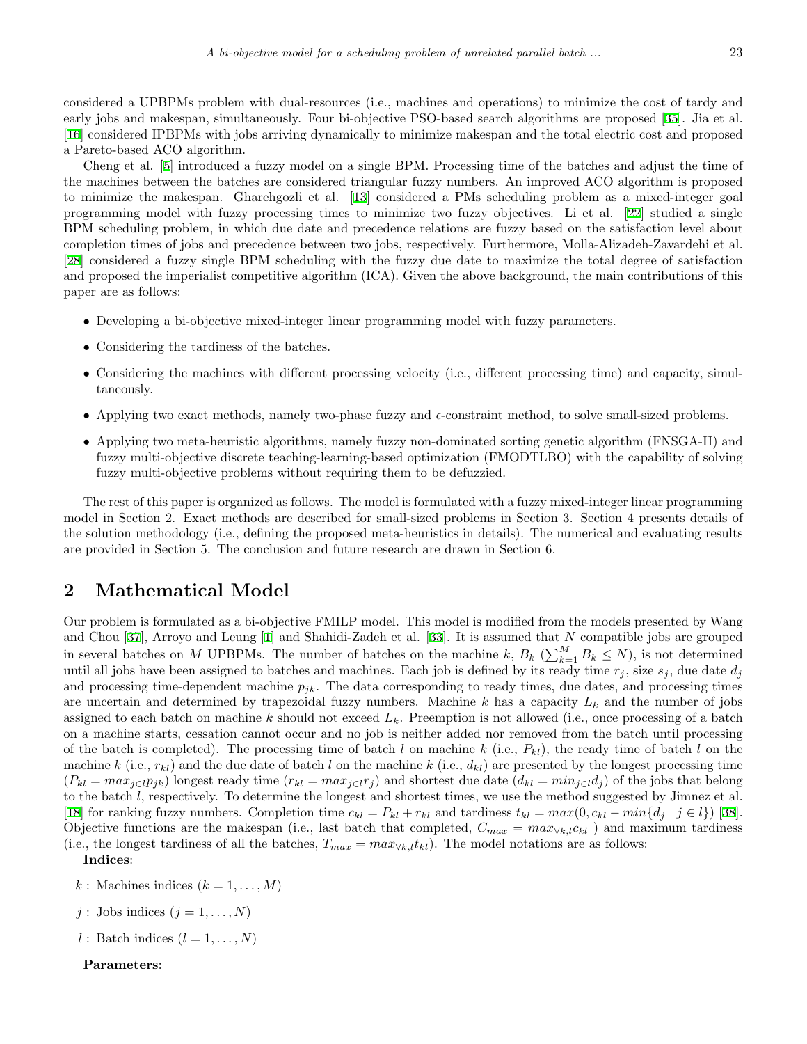considered a UPBPMs problem with dual-resources (i.e., machines and operations) to minimize the cost of tardy and early jobs and makespan, simultaneously. Four bi-objective PSO-based search algorithms are proposed [35]. Jia et al. [16] considered IPBPMs with jobs arriving dynamically to minimize makespan and the total electric cost and proposed a Pareto-based ACO algorithm.

Cheng et al. [5] introduced a fuzzy model on a single BPM. Processing time of the batches and adjust the time of the machines between the batches are considered triangular fuzzy numbers. An improved ACO algorithm is proposed to minimize the makespan. Gharehgozli et al. [13] considered a PMs scheduling problem as a mixed-integer goal programming model with fuzzy processing times to minimize two fuzzy objectives. Li et al. [22] studied a single BPM scheduling problem, in which due date and precedence relations are fuzzy based on the satisfaction level about completion times of jobs and precedence between two jobs, respectively. Furthermore, Molla-Alizadeh-Zavardehi et al. [28] considered a fuzzy single BPM scheduling with the fuzzy due date to maximize the total degree of satisfaction and proposed the imperialist competitive algorithm (ICA). Given the above background, the main contributions of this paper are as follows:

- Developing a bi-objective mixed-integer linear programming model with fuzzy parameters.
- Considering the tardiness of the batches.
- Considering the machines with different processing velocity (i.e., different processing time) and capacity, simultaneously.
- Applying two exact methods, namely two-phase fuzzy and $\epsilon$-constraint method, to solve small-sized problems.
- Applying two meta-heuristic algorithms, namely fuzzy non-dominated sorting genetic algorithm (FNSGA-II) and fuzzy multi-objective discrete teaching-learning-based optimization (FMODTLBO) with the capability of solving fuzzy multi-objective problems without requiring them to be defuzzied.

The rest of this paper is organized as follows. The model is formulated with a fuzzy mixed-integer linear programming model in Section 2. Exact methods are described for small-sized problems in Section 3. Section 4 presents details of the solution methodology (i.e., defining the proposed meta-heuristics in details). The numerical and evaluating results are provided in Section 5. The conclusion and future research are drawn in Section 6.

## 2 Mathematical Model

Our problem is formulated as a bi-objective FMILP model. This model is modified from the models presented by Wang and Chou [37], Arroyo and Leung [1] and Shahidi-Zadeh et al. [33]. It is assumed that $N$ compatible jobs are grouped in several batches on $M$ UPBPMs. The number of batches on the machine $k$, $B_k$ ($\sum_{k=1}^{M} B_k \leq N$), is not determined until all jobs have been assigned to batches and machines. Each job is defined by its ready time $r_j$, size $s_j$, due date $d_j$ and processing time-dependent machine $p_{jk}$. The data corresponding to ready times, due dates, and processing times are uncertain and determined by trapezoidal fuzzy numbers. Machine $k$ has a capacity $L_k$ and the number of jobs assigned to each batch on machine $k$ should not exceed $L_k$. Preemption is not allowed (i.e., once processing of a batch on a machine starts, cessation cannot occur and no job is neither added nor removed from the batch until processing of the batch is completed). The processing time of batch $l$ on machine $k$ (i.e., $P_{kl}$), the ready time of batch $l$ on the machine $k$ (i.e., $r_{kl}$) and the due date of batch $l$ on the machine $k$ (i.e., $d_{kl}$) are presented by the longest processing time ($P_{kl} = max_{j \in l} p_{jk}$) longest ready time ($r_{kl} = max_{j \in l} r_j$) and shortest due date ($d_{kl} = min_{j \in l} d_j$) of the jobs that belong to the batch $l$, respectively. To determine the longest and shortest times, we use the method suggested by Jimnez et al. [18] for ranking fuzzy numbers. Completion time $c_{kl} = P_{kl} + r_{kl}$ and tardiness $t_{kl} = max(0, c_{kl} - min\{d_j \mid j \in l\})$ [38]. Objective functions are the makespan (i.e., last batch that completed, $C_{max} = max_{\forall k,l} c_{kl}$ ) and maximum tardiness (i.e., the longest tardiness of all the batches, $T_{max} = max_{\forall k,l} t_{kl}$). The model notations are as follows:

**Indices**:

- $k$ : Machines indices ($k = 1, \ldots, M$)
- $j$ : Jobs indices ($j = 1, \ldots, N$)
- $l$ : Batch indices ($l = 1, \ldots, N$)

**Parameters**: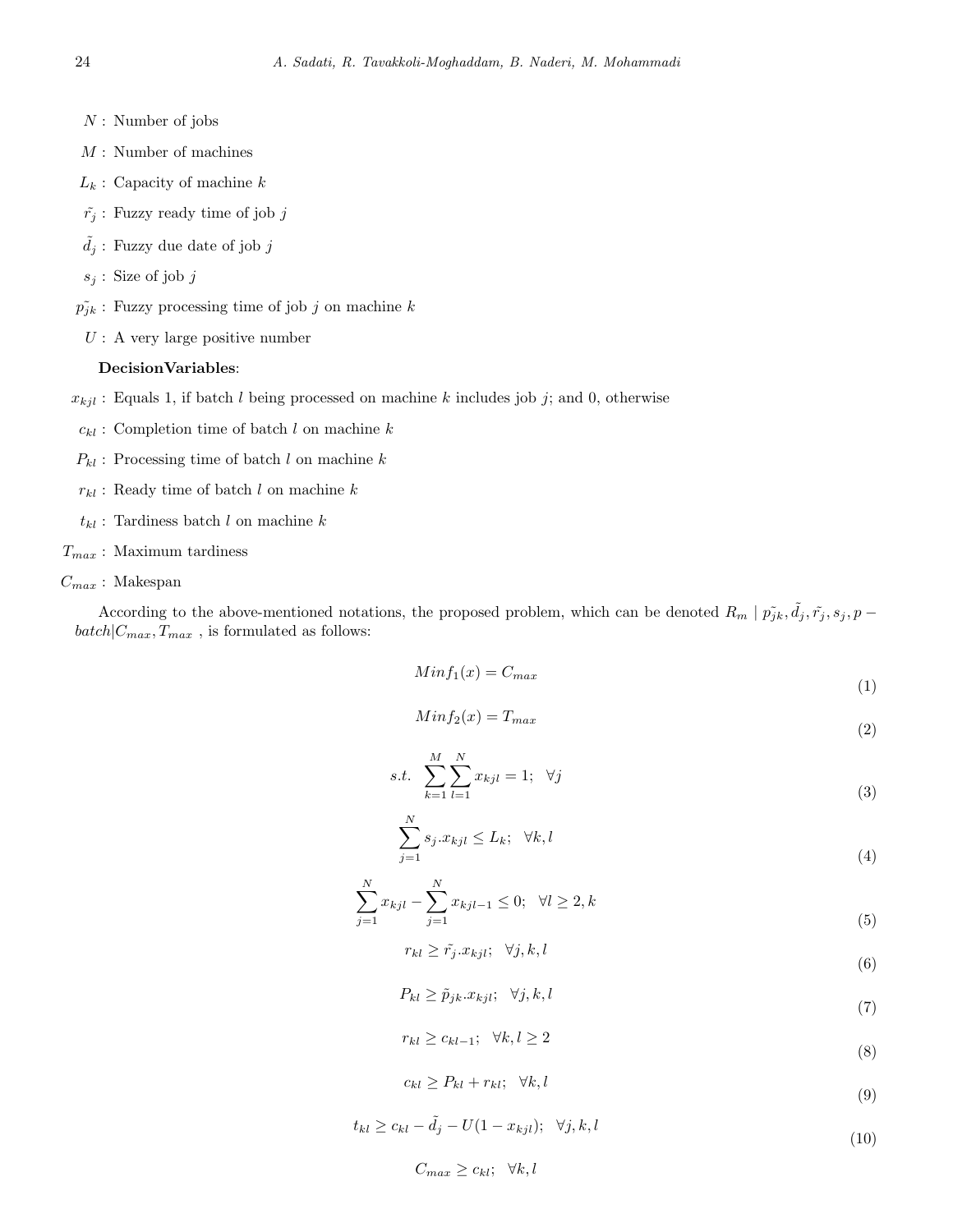$N$ : Number of jobs

$M$ : Number of machines

$L_k$ : Capacity of machine $k$

$\tilde{r_j}$ : Fuzzy ready time of job $j$

$\tilde{d_j}$ : Fuzzy due date of job $j$

$s_j$ : Size of job $j$

$\tilde{p_{jk}}$ : Fuzzy processing time of job $j$ on machine $k$

$U$ : A very large positive number

**DecisionVariables**:

$x_{kjl}$ : Equals 1, if batch $l$ being processed on machine $k$ includes job $j$; and 0, otherwise

$c_{kl}$ : Completion time of batch $l$ on machine $k$

$P_{kl}$ : Processing time of batch $l$ on machine $k$

$r_{kl}$ : Ready time of batch $l$ on machine $k$

$t_{kl}$ : Tardiness batch $l$ on machine $k$

$T_{max}$ : Maximum tardiness

$C_{max}$ : Makespan

According to the above-mentioned notations, the proposed problem, which can be denoted $R_m \mid \tilde{p_{jk}}, \tilde{d_j}, \tilde{r_j}, s_j, p-batch|C_{max}, T_{max}$ , is formulated as follows:

$$Min f_1(x) = C_{max} \tag{1}$$

$$Min f_2(x) = T_{max} \tag{2}$$

$$s.t. \quad \sum_{k=1}^{M}\sum_{l=1}^{N} x_{kjl} = 1; \quad \forall j \tag{3}$$

$$\sum_{j=1}^{N} s_j.x_{kjl} \leq L_k; \quad \forall k, l \tag{4}$$

$$\sum_{j=1}^{N} x_{kjl} - \sum_{j=1}^{N} x_{kjl-1} \leq 0; \quad \forall l \geq 2, k \tag{5}$$

$$r_{kl} \geq \tilde{r_j}.x_{kjl}; \quad \forall j, k, l \tag{6}$$

$$P_{kl} \geq \tilde{p}_{jk}.x_{kjl}; \quad \forall j, k, l \tag{7}$$

$$r_{kl} \geq c_{kl-1}; \quad \forall k, l \geq 2 \tag{8}$$

$$c_{kl} \geq P_{kl} + r_{kl}; \quad \forall k, l \tag{9}$$

$$t_{kl} \geq c_{kl} - \tilde{d_j} - U(1 - x_{kjl}); \quad \forall j, k, l \tag{10}$$

$$C_{max} \geq c_{kl}; \quad \forall k, l$$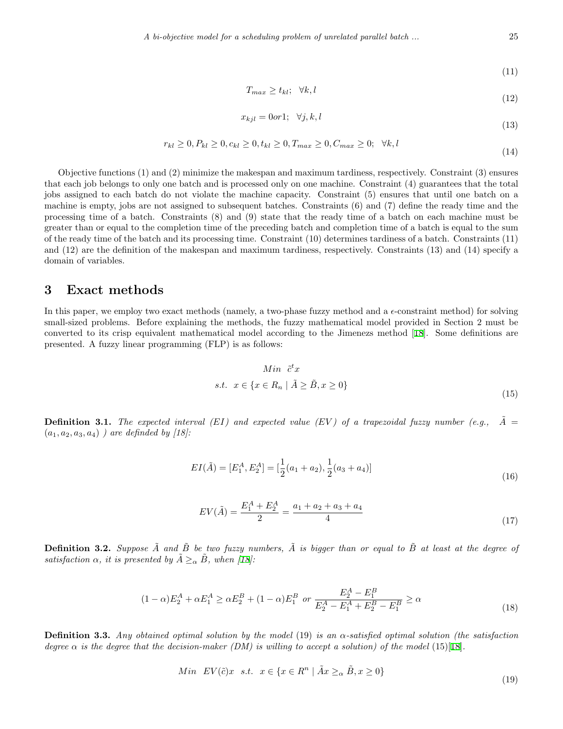$$ \tag{11} $$

$$ T_{max} \geq t_{kl}; \quad \forall k, l \tag{12} $$

$$ x_{kjl} = 0 or 1; \quad \forall j, k, l \tag{13} $$

$$ r_{kl} \geq 0, P_{kl} \geq 0, c_{kl} \geq 0, t_{kl} \geq 0, T_{max} \geq 0, C_{max} \geq 0; \quad \forall k, l \tag{14} $$

Objective functions (1) and (2) minimize the makespan and maximum tardiness, respectively. Constraint (3) ensures that each job belongs to only one batch and is processed only on one machine. Constraint (4) guarantees that the total jobs assigned to each batch do not violate the machine capacity. Constraint (5) ensures that until one batch on a machine is empty, jobs are not assigned to subsequent batches. Constraints (6) and (7) define the ready time and the processing time of a batch. Constraints (8) and (9) state that the ready time of a batch on each machine must be greater than or equal to the completion time of the preceding batch and completion time of a batch is equal to the sum of the ready time of the batch and its processing time. Constraint (10) determines tardiness of a batch. Constraints (11) and (12) are the definition of the makespan and maximum tardiness, respectively. Constraints (13) and (14) specify a domain of variables.

# 3 Exact methods

In this paper, we employ two exact methods (namely, a two-phase fuzzy method and a $\epsilon$-constraint method) for solving small-sized problems. Before explaining the methods, the fuzzy mathematical model provided in Section 2 must be converted to its crisp equivalent mathematical model according to the Jimenezs method [18]. Some definitions are presented. A fuzzy linear programming (FLP) is as follows:

$$ \begin{aligned} & Min \;\; \tilde{c}^t x \\ & s.t. \;\; x \in \{x \in R_n \mid \tilde{A} \geq \tilde{B}, x \geq 0\} \end{aligned} \tag{15} $$

**Definition 3.1.** *The expected interval (EI) and expected value (EV) of a trapezoidal fuzzy number (e.g., $\tilde{A} = (a_1, a_2, a_3, a_4)$ ) are defindeded by [18]:*

$$ EI(\tilde{A}) = [E_1^A, E_2^A] = [\frac{1}{2}(a_1 + a_2), \frac{1}{2}(a_3 + a_4)] \tag{16} $$

$$ EV(\tilde{A}) = \frac{E_1^A + E_2^A}{2} = \frac{a_1 + a_2 + a_3 + a_4}{4} \tag{17} $$

**Definition 3.2.** *Suppose $\tilde{A}$ and $\tilde{B}$ be two fuzzy numbers, $\tilde{A}$ is bigger than or equal to $\tilde{B}$ at least at the degree of satisfaction $\alpha$, it is presented by $\tilde{A} \geq_\alpha \tilde{B}$, when [18]:*

$$ (1-\alpha)E_2^A + \alpha E_1^A \geq \alpha E_2^B + (1-\alpha)E_1^B \;\; or \;\; \frac{E_2^A - E_1^B}{E_2^A - E_1^A + E_2^B - E_1^B} \geq \alpha \tag{18} $$

**Definition 3.3.** *Any obtained optimal solution by the model (19) is an $\alpha$-satisfied optimal solution (the satisfaction degree $\alpha$ is the degree that the decision-maker (DM) is willing to accept a solution) of the model (15)[18].*

$$ Min \;\; EV(\tilde{c})x \;\; s.t. \;\; x \in \{x \in R^n \mid \tilde{A}x \geq_\alpha \tilde{B}, x \geq 0\} \tag{19} $$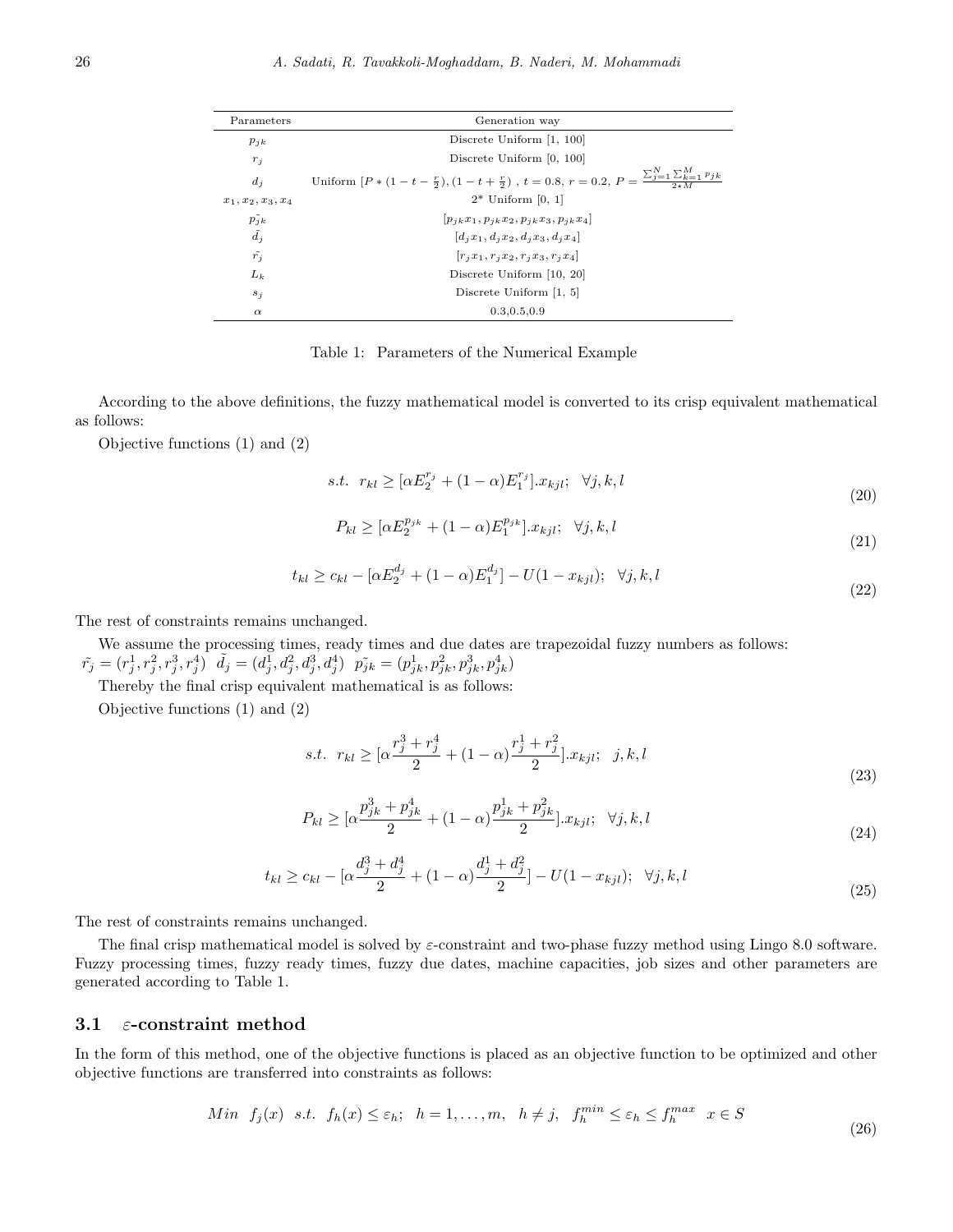| Parameters | Generation way |
| --- | --- |
| $p_{jk}$ | Discrete Uniform [1, 100] |
| $r_j$ | Discrete Uniform [0, 100] |
| $d_j$ | Uniform $[P*(1-t-\frac{r}{2}),(1-t+\frac{r}{2})$ , $t=0.8$, $r=0.2$, $P=\frac{\sum_{j=1}^{N}\sum_{k=1}^{M}p_{jk}}{2*M}$ |
| $x_1,x_2,x_3,x_4$ | 2* Uniform [0, 1] |
| $\tilde{p_{jk}}$ | $[p_{jk}x_1,p_{jk}x_2,p_{jk}x_3,p_{jk}x_4]$ |
| $\tilde{d_j}$ | $[d_jx_1,d_jx_2,d_jx_3,d_jx_4]$ |
| $\tilde{r_j}$ | $[r_jx_1,r_jx_2,r_jx_3,r_jx_4]$ |
| $L_k$ | Discrete Uniform [10, 20] |
| $s_j$ | Discrete Uniform [1, 5] |
| $\alpha$ | 0.3,0.5,0.9 |

Table 1: Parameters of the Numerical Example

According to the above definitions, the fuzzy mathematical model is converted to its crisp equivalent mathematical as follows:

Objective functions (1) and (2)

$$s.t.\ \ r_{kl} \geq [\alpha E_2^{r_j} + (1-\alpha)E_1^{r_j}].x_{kjl};\ \ \forall j,k,l \tag{20}$$

$$P_{kl} \geq [\alpha E_2^{p_{jk}} + (1-\alpha)E_1^{p_{jk}}].x_{kjl};\ \ \forall j,k,l \tag{21}$$

$$t_{kl} \geq c_{kl} - [\alpha E_2^{d_j} + (1-\alpha)E_1^{d_j}] - U(1-x_{kjl});\ \ \forall j,k,l \tag{22}$$

The rest of constraints remains unchanged.

We assume the processing times, ready times and due dates are trapezoidal fuzzy numbers as follows: $\tilde{r_j} = (r_j^1, r_j^2, r_j^3, r_j^4)$ $\tilde{d_j} = (d_j^1, d_j^2, d_j^3, d_j^4)$ $\tilde{p_{jk}} = (p_{jk}^1, p_{jk}^2, p_{jk}^3, p_{jk}^4)$

Thereby the final crisp equivalent mathematical is as follows:

Objective functions (1) and (2)

$$s.t.\ \ r_{kl} \geq [\alpha \frac{r_j^3 + r_j^4}{2} + (1-\alpha)\frac{r_j^1 + r_j^2}{2}].x_{kjl};\ \ j,k,l \tag{23}$$

$$P_{kl} \geq [\alpha \frac{p_{jk}^3 + p_{jk}^4}{2} + (1-\alpha)\frac{p_{jk}^1 + p_{jk}^2}{2}].x_{kjl};\ \ \forall j,k,l \tag{24}$$

$$t_{kl} \geq c_{kl} - [\alpha \frac{d_j^3 + d_j^4}{2} + (1-\alpha)\frac{d_j^1 + d_j^2}{2}] - U(1-x_{kjl});\ \ \forall j,k,l \tag{25}$$

The rest of constraints remains unchanged.

The final crisp mathematical model is solved by $\varepsilon$-constraint and two-phase fuzzy method using Lingo 8.0 software. Fuzzy processing times, fuzzy ready times, fuzzy due dates, machine capacities, job sizes and other parameters are generated according to Table 1.

## 3.1 $\varepsilon$-constraint method

In the form of this method, one of the objective functions is placed as an objective function to be optimized and other objective functions are transferred into constraints as follows:

$$Min\ \ f_j(x)\ \ s.t.\ \ f_h(x) \leq \varepsilon_h;\ \ h = 1,\ldots,m,\ \ h \neq j,\ \ f_h^{min} \leq \varepsilon_h \leq f_h^{max}\ \ x \in S \tag{26}$$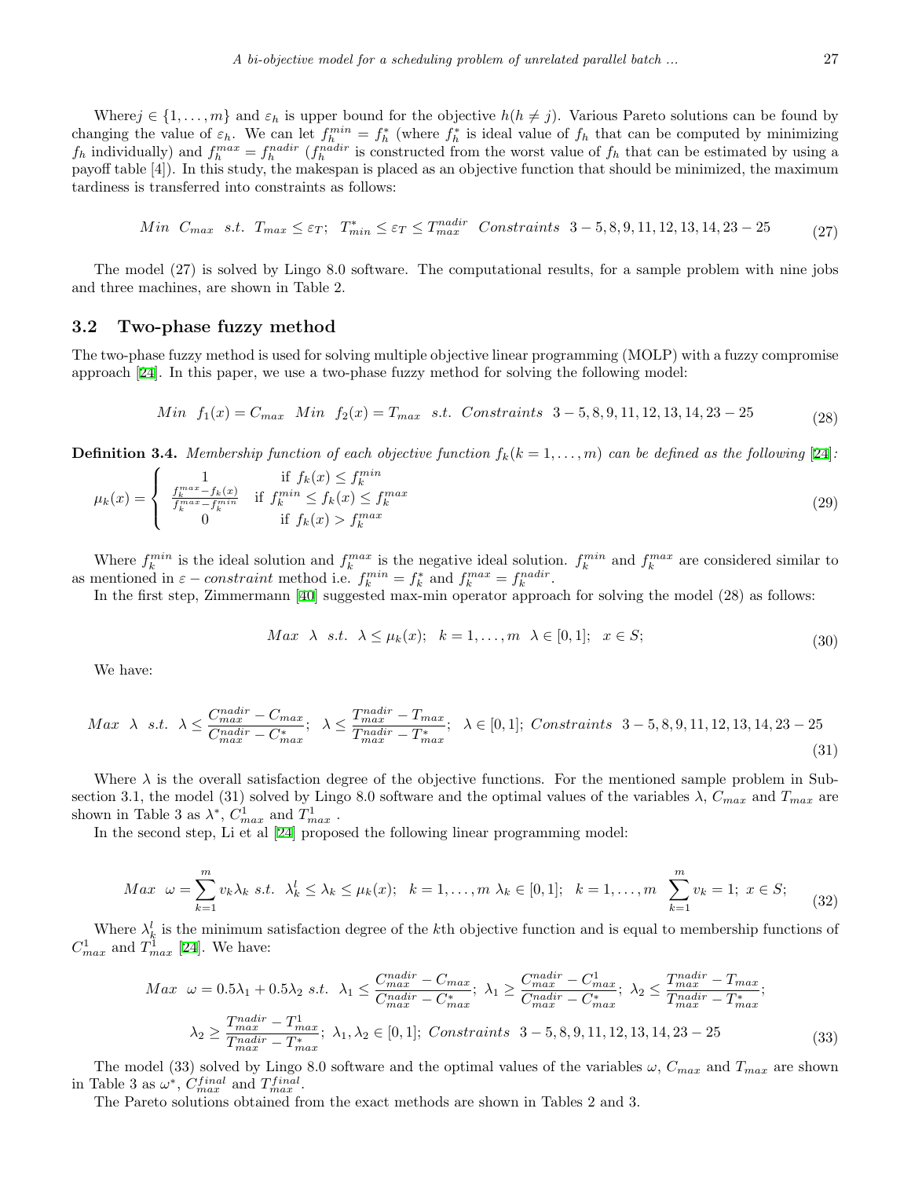Where$j \in \{1,\ldots,m\}$ and $\varepsilon_h$ is upper bound for the objective $h(h \neq j)$. Various Pareto solutions can be found by changing the value of $\varepsilon_h$. We can let $f_h^{min} = f_h^*$ (where $f_h^*$ is ideal value of $f_h$ that can be computed by minimizing $f_h$ individually) and $f_h^{max} = f_h^{nadir}$ ($f_h^{nadir}$ is constructed from the worst value of $f_h$ that can be estimated by using a payoff table [4]). In this study, the makespan is placed as an objective function that should be minimized, the maximum tardiness is transferred into constraints as follows:

$$Min\ \ C_{max}\ \ s.t.\ \ T_{max} \leq \varepsilon_T;\ \ T^*_{min} \leq \varepsilon_T \leq T^{nadir}_{max}\ \ Constraints\ \ 3-5, 8, 9, 11, 12, 13, 14, 23-25 \tag{27}$$

The model (27) is solved by Lingo 8.0 software. The computational results, for a sample problem with nine jobs and three machines, are shown in Table 2.

## 3.2 Two-phase fuzzy method

The two-phase fuzzy method is used for solving multiple objective linear programming (MOLP) with a fuzzy compromise approach [24]. In this paper, we use a two-phase fuzzy method for solving the following model:

$$Min\ \ f_1(x) = C_{max}\ \ Min\ \ f_2(x) = T_{max}\ \ s.t.\ \ Constraints\ \ 3-5, 8, 9, 11, 12, 13, 14, 23-25 \tag{28}$$

**Definition 3.4.** *Membership function of each objective function $f_k(k = 1,\ldots,m)$ can be defined as the following [24]:*

$$\mu_k(x) = \begin{cases} 1 & \text{if } f_k(x) \leq f_k^{min} \\ \frac{f_k^{max} - f_k(x)}{f_k^{max} - f_k^{min}} & \text{if } f_k^{min} \leq f_k(x) \leq f_k^{max} \\ 0 & \text{if } f_k(x) > f_k^{max} \end{cases} \tag{29}$$

Where $f_k^{min}$ is the ideal solution and $f_k^{max}$ is the negative ideal solution. $f_k^{min}$ and $f_k^{max}$ are considered similar to as mentioned in $\varepsilon - constraint$ method i.e. $f_k^{min} = f_k^*$ and $f_k^{max} = f_k^{nadir}$.

In the first step, Zimmermann [40] suggested max-min operator approach for solving the model (28) as follows:

$$Max\ \ \lambda\ \ s.t.\ \ \lambda \leq \mu_k(x);\ \ k = 1,\ldots,m\ \ \lambda \in [0,1];\ \ x \in S; \tag{30}$$

We have:

$$Max\ \ \lambda\ \ s.t.\ \ \lambda \leq \frac{C^{nadir}_{max} - C_{max}}{C^{nadir}_{max} - C^*_{max}};\ \ \lambda \leq \frac{T^{nadir}_{max} - T_{max}}{T^{nadir}_{max} - T^*_{max}};\ \ \lambda \in [0,1];\ Constraints\ \ 3-5, 8, 9, 11, 12, 13, 14, 23-25 \tag{31}$$

Where $\lambda$ is the overall satisfaction degree of the objective functions. For the mentioned sample problem in Subsection 3.1, the model (31) solved by Lingo 8.0 software and the optimal values of the variables $\lambda$, $C_{max}$ and $T_{max}$ are shown in Table 3 as $\lambda^*$, $C^1_{max}$ and $T^1_{max}$ .

In the second step, Li et al [24] proposed the following linear programming model:

$$Max\ \ \omega = \sum_{k=1}^{m} v_k \lambda_k\ \ s.t.\ \ \lambda_k^l \leq \lambda_k \leq \mu_k(x);\ \ k = 1,\ldots,m\ \ \lambda_k \in [0,1];\ \ k = 1,\ldots,m\ \ \sum_{k=1}^{m} v_k = 1;\ x \in S; \tag{32}$$

Where $\lambda_k^l$ is the minimum satisfaction degree of the $k$th objective function and is equal to membership functions of $C^1_{max}$ and $T^1_{max}$ [24]. We have:

$$Max\ \ \omega = 0.5\lambda_1 + 0.5\lambda_2\ s.t.\ \ \lambda_1 \leq \frac{C^{nadir}_{max} - C_{max}}{C^{nadir}_{max} - C^*_{max}};\ \lambda_1 \geq \frac{C^{nadir}_{max} - C^1_{max}}{C^{nadir}_{max} - C^*_{max}};\ \lambda_2 \leq \frac{T^{nadir}_{max} - T_{max}}{T^{nadir}_{max} - T^*_{max}};$$
$$\lambda_2 \geq \frac{T^{nadir}_{max} - T^1_{max}}{T^{nadir}_{max} - T^*_{max}};\ \lambda_1, \lambda_2 \in [0,1];\ Constraints\ \ 3-5, 8, 9, 11, 12, 13, 14, 23-25 \tag{33}$$

The model (33) solved by Lingo 8.0 software and the optimal values of the variables $\omega$, $C_{max}$ and $T_{max}$ are shown in Table 3 as $\omega^*$, $C^{final}_{max}$ and $T^{final}_{max}$.

The Pareto solutions obtained from the exact methods are shown in Tables 2 and 3.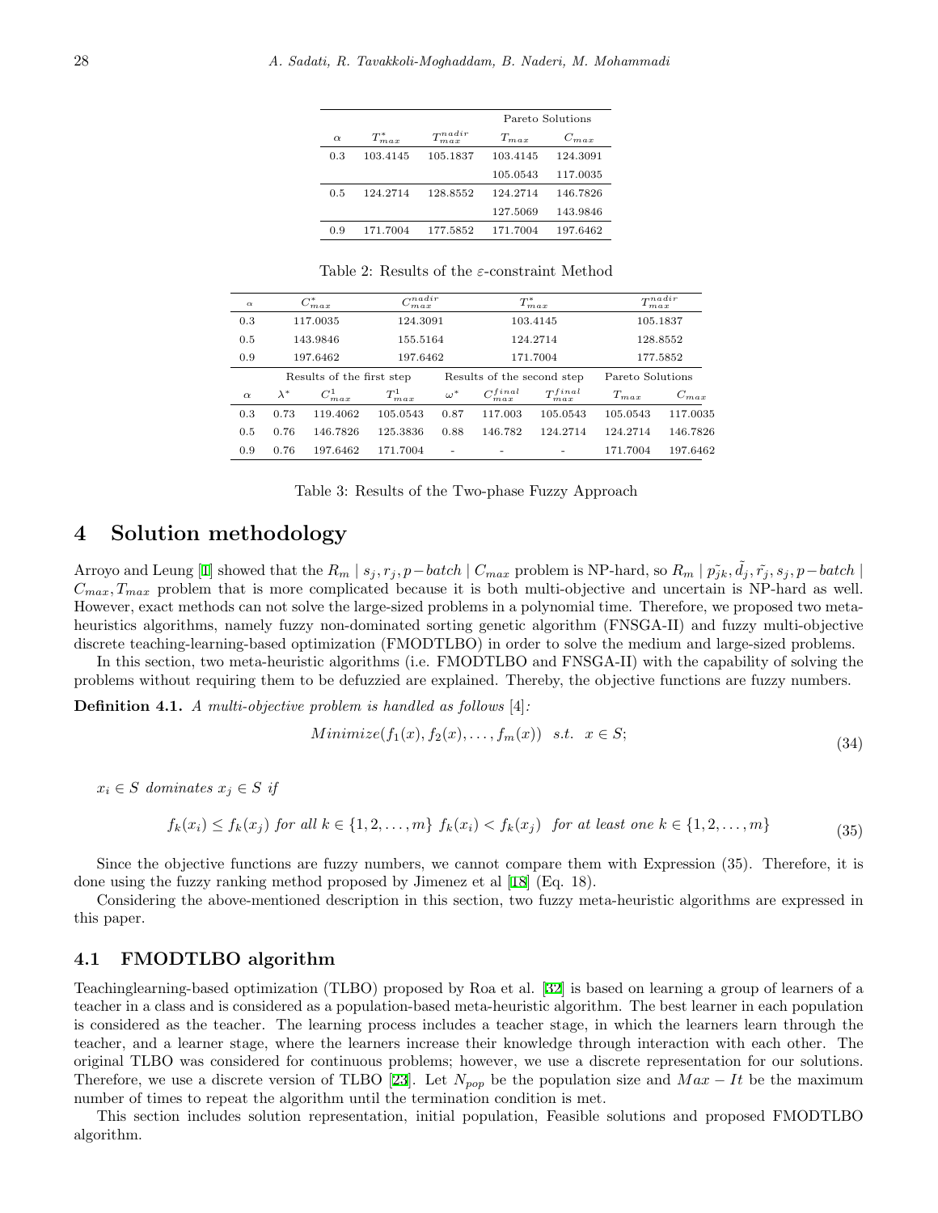|  |  |  | Pareto Solutions |  |
|---|---|---|---|---|
| $\alpha$ | $T^*_{max}$ | $T^{nadir}_{max}$ | $T_{max}$ | $C_{max}$ |
| 0.3 | 103.4145 | 105.1837 | 103.4145 | 124.3091 |
|  |  |  | 105.0543 | 117.0035 |
| 0.5 | 124.2714 | 128.8552 | 124.2714 | 146.7826 |
|  |  |  | 127.5069 | 143.9846 |
| 0.9 | 171.7004 | 177.5852 | 171.7004 | 197.6462 |

Table 2: Results of the $\varepsilon$-constraint Method

| $\alpha$ | $C^*_{max}$ | | $C^{nadir}_{max}$ | | $T^*_{max}$ | | $T^{nadir}_{max}$ | |
|---|---|---|---|---|---|---|---|---|
| 0.3 | 117.0035 | | 124.3091 | | 103.4145 | | 105.1837 | |
| 0.5 | 143.9846 | | 155.5164 | | 124.2714 | | 128.8552 | |
| 0.9 | 197.6462 | | 197.6462 | | 171.7004 | | 177.5852 | |
|  | Results of the first step | | | Results of the second step | | | Pareto Solutions | |
| $\alpha$ | $\lambda^*$ | $C^1_{max}$ | $T^1_{max}$ | $\omega^*$ | $C^{final}_{max}$ | $T^{final}_{max}$ | $T_{max}$ | $C_{max}$ |
| 0.3 | 0.73 | 119.4062 | 105.0543 | 0.87 | 117.003 | 105.0543 | 105.0543 | 117.0035 |
| 0.5 | 0.76 | 146.7826 | 125.3836 | 0.88 | 146.782 | 124.2714 | 124.2714 | 146.7826 |
| 0.9 | 0.76 | 197.6462 | 171.7004 | - | - | - | 171.7004 | 197.6462 |

Table 3: Results of the Two-phase Fuzzy Approach

# 4 Solution methodology

Arroyo and Leung [1] showed that the $R_m \mid s_j, r_j, p-batch \mid C_{max}$ problem is NP-hard, so $R_m \mid \tilde{p_{jk}}, \tilde{d_j}, \tilde{r_j}, s_j, p-batch \mid C_{max}, T_{max}$ problem that is more complicated because it is both multi-objective and uncertain is NP-hard as well. However, exact methods can not solve the large-sized problems in a polynomial time. Therefore, we proposed two meta-heuristics algorithms, namely fuzzy non-dominated sorting genetic algorithm (FNSGA-II) and fuzzy multi-objective discrete teaching-learning-based optimization (FMODTLBO) in order to solve the medium and large-sized problems.

In this section, two meta-heuristic algorithms (i.e. FMODTLBO and FNSGA-II) with the capability of solving the problems without requiring them to be defuzzied are explained. Thereby, the objective functions are fuzzy numbers.

**Definition 4.1.** *A multi-objective problem is handled as follows* [4]*:*

$$Minimize(f_1(x), f_2(x), \ldots, f_m(x)) \quad s.t. \quad x \in S; \tag{34}$$

$x_i \in S$ *dominates* $x_j \in S$ *if*

$$f_k(x_i) \leq f_k(x_j) \text{ for all } k \in \{1, 2, \ldots, m\} \ f_k(x_i) < f_k(x_j) \quad \text{for at least one } k \in \{1, 2, \ldots, m\} \tag{35}$$

Since the objective functions are fuzzy numbers, we cannot compare them with Expression (35). Therefore, it is done using the fuzzy ranking method proposed by Jimenez et al [18] (Eq. 18).

Considering the above-mentioned description in this section, two fuzzy meta-heuristic algorithms are expressed in this paper.

## 4.1 FMODTLBO algorithm

Teachinglearning-based optimization (TLBO) proposed by Roa et al. [32] is based on learning a group of learners of a teacher in a class and is considered as a population-based meta-heuristic algorithm. The best learner in each population is considered as the teacher. The learning process includes a teacher stage, in which the learners learn through the teacher, and a learner stage, where the learners increase their knowledge through interaction with each other. The original TLBO was considered for continuous problems; however, we use a discrete representation for our solutions. Therefore, we use a discrete version of TLBO [23]. Let $N_{pop}$ be the population size and $Max - It$ be the maximum number of times to repeat the algorithm until the termination condition is met.

This section includes solution representation, initial population, Feasible solutions and proposed FMODTLBO algorithm.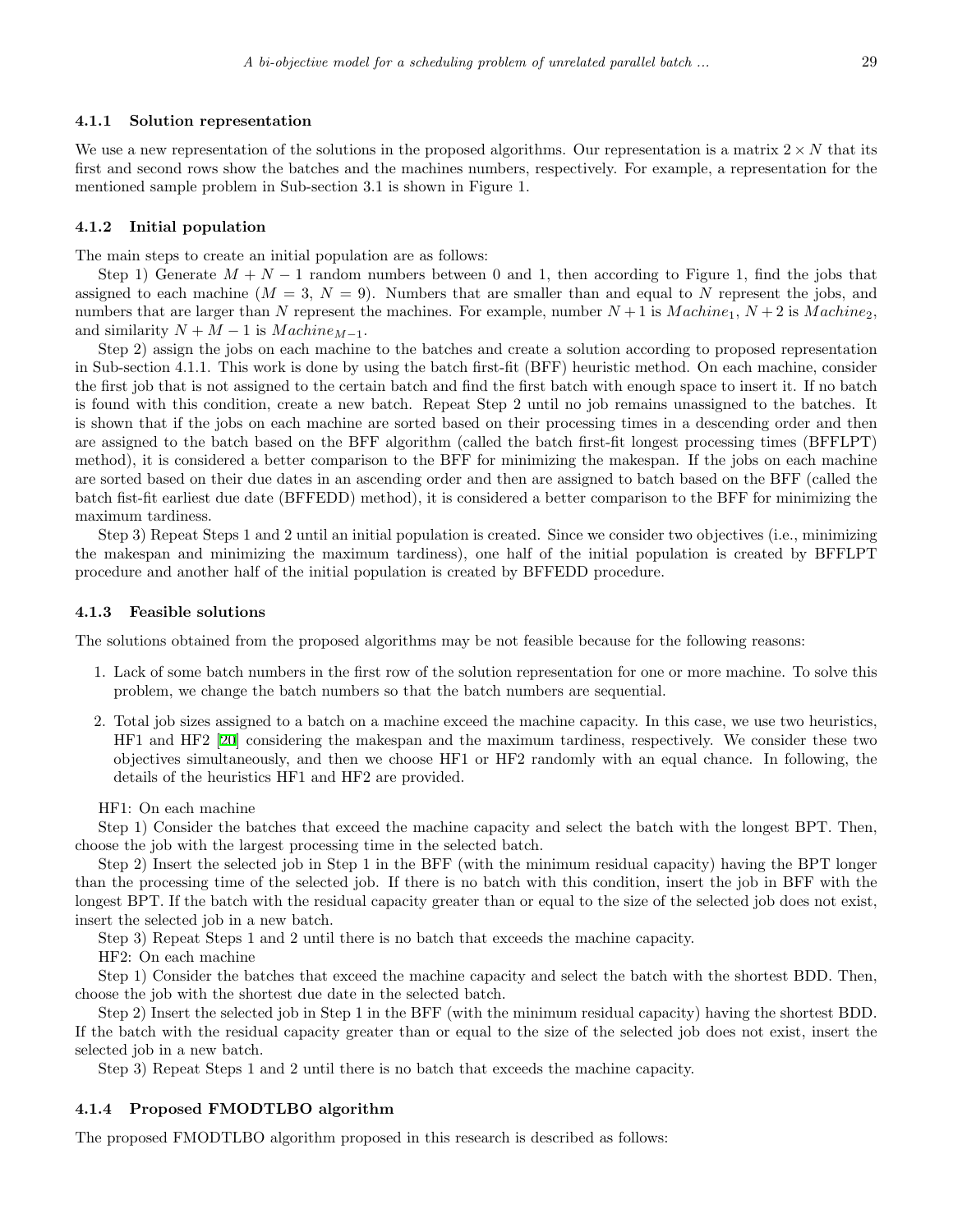#### 4.1.1 Solution representation

We use a new representation of the solutions in the proposed algorithms. Our representation is a matrix $2 \times N$ that its first and second rows show the batches and the machines numbers, respectively. For example, a representation for the mentioned sample problem in Sub-section 3.1 is shown in Figure 1.

#### 4.1.2 Initial population

The main steps to create an initial population are as follows:

Step 1) Generate $M + N - 1$ random numbers between 0 and 1, then according to Figure 1, find the jobs that assigned to each machine ($M = 3$, $N = 9$). Numbers that are smaller than and equal to $N$ represent the jobs, and numbers that are larger than $N$ represent the machines. For example, number $N + 1$ is $Machine_1$, $N + 2$ is $Machine_2$, and similarity $N + M - 1$ is $Machine_{M-1}$.

Step 2) assign the jobs on each machine to the batches and create a solution according to proposed representation in Sub-section 4.1.1. This work is done by using the batch first-fit (BFF) heuristic method. On each machine, consider the first job that is not assigned to the certain batch and find the first batch with enough space to insert it. If no batch is found with this condition, create a new batch. Repeat Step 2 until no job remains unassigned to the batches. It is shown that if the jobs on each machine are sorted based on their processing times in a descending order and then are assigned to the batch based on the BFF algorithm (called the batch first-fit longest processing times (BFFLPT) method), it is considered a better comparison to the BFF for minimizing the makespan. If the jobs on each machine are sorted based on their due dates in an ascending order and then are assigned to batch based on the BFF (called the batch fist-fit earliest due date (BFFEDD) method), it is considered a better comparison to the BFF for minimizing the maximum tardiness.

Step 3) Repeat Steps 1 and 2 until an initial population is created. Since we consider two objectives (i.e., minimizing the makespan and minimizing the maximum tardiness), one half of the initial population is created by BFFLPT procedure and another half of the initial population is created by BFFEDD procedure.

#### 4.1.3 Feasible solutions

The solutions obtained from the proposed algorithms may be not feasible because for the following reasons:

1. Lack of some batch numbers in the first row of the solution representation for one or more machine. To solve this problem, we change the batch numbers so that the batch numbers are sequential.
2. Total job sizes assigned to a batch on a machine exceed the machine capacity. In this case, we use two heuristics, HF1 and HF2 [20] considering the makespan and the maximum tardiness, respectively. We consider these two objectives simultaneously, and then we choose HF1 or HF2 randomly with an equal chance. In following, the details of the heuristics HF1 and HF2 are provided.

HF1: On each machine

Step 1) Consider the batches that exceed the machine capacity and select the batch with the longest BPT. Then, choose the job with the largest processing time in the selected batch.

Step 2) Insert the selected job in Step 1 in the BFF (with the minimum residual capacity) having the BPT longer than the processing time of the selected job. If there is no batch with this condition, insert the job in BFF with the longest BPT. If the batch with the residual capacity greater than or equal to the size of the selected job does not exist, insert the selected job in a new batch.

Step 3) Repeat Steps 1 and 2 until there is no batch that exceeds the machine capacity.

HF2: On each machine

Step 1) Consider the batches that exceed the machine capacity and select the batch with the shortest BDD. Then, choose the job with the shortest due date in the selected batch.

Step 2) Insert the selected job in Step 1 in the BFF (with the minimum residual capacity) having the shortest BDD. If the batch with the residual capacity greater than or equal to the size of the selected job does not exist, insert the selected job in a new batch.

Step 3) Repeat Steps 1 and 2 until there is no batch that exceeds the machine capacity.

#### 4.1.4 Proposed FMODTLBO algorithm

The proposed FMODTLBO algorithm proposed in this research is described as follows: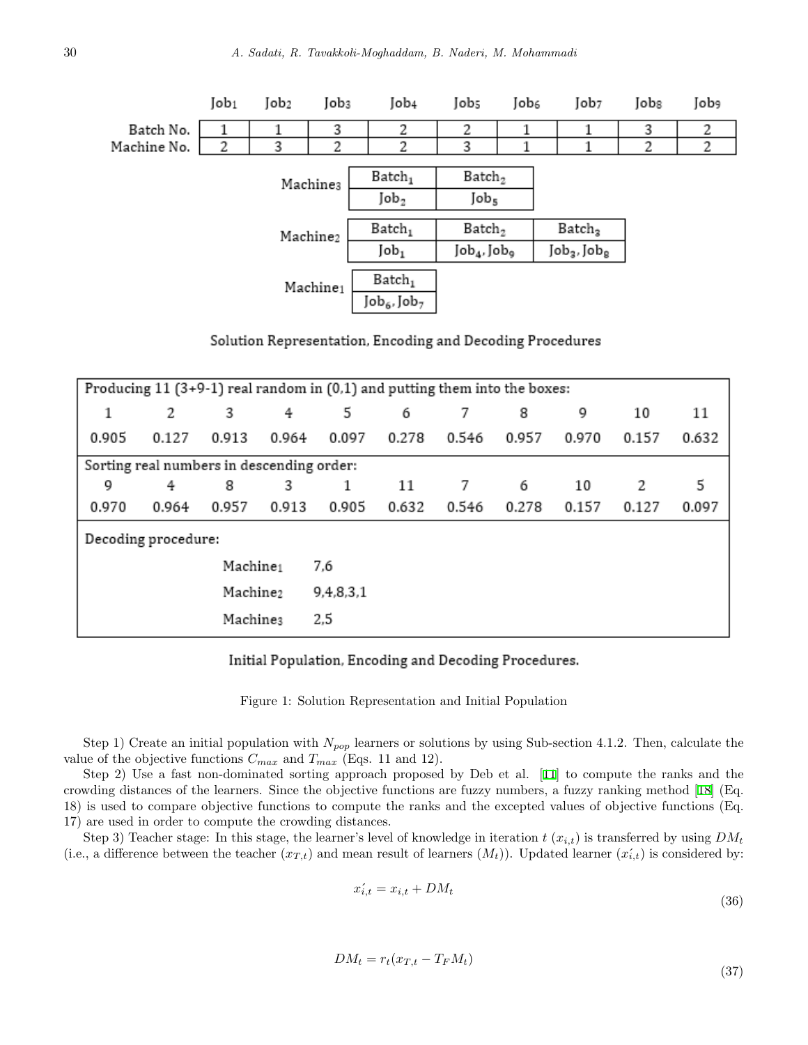|  | Job₁ | Job₂ | Job₃ | Job₄ | Job₅ | Job₆ | Job₇ | Job₈ | Job₉ |
|---|---|---|---|---|---|---|---|---|---|
| Batch No. | 1 | 1 | 3 | 2 | 2 | 1 | 1 | 3 | 2 |
| Machine No. | 2 | 3 | 2 | 2 | 3 | 1 | 1 | 2 | 2 |

| Machine | Batch$_1$ | Batch$_2$ | Batch$_3$ |
|---|---|---|---|
| Machine$_3$ | Job$_2$ | Job$_5$ |  |
| Machine$_2$ | Job$_1$ | Job$_4$, Job$_9$ | Job$_3$, Job$_8$ |
| Machine$_1$ | Job$_6$, Job$_7$ |  |  |

Solution Representation, Encoding and Decoding Procedures

Producing 11 (3+9-1) real random in (0,1) and putting them into the boxes:

| 1 | 2 | 3 | 4 | 5 | 6 | 7 | 8 | 9 | 10 | 11 |
|---|---|---|---|---|---|---|---|---|---|---|
| 0.905 | 0.127 | 0.913 | 0.964 | 0.097 | 0.278 | 0.546 | 0.957 | 0.970 | 0.157 | 0.632 |

Sorting real numbers in descending order:

| 9 | 4 | 8 | 3 | 1 | 11 | 7 | 6 | 10 | 2 | 5 |
|---|---|---|---|---|---|---|---|---|---|---|
| 0.970 | 0.964 | 0.957 | 0.913 | 0.905 | 0.632 | 0.546 | 0.278 | 0.157 | 0.127 | 0.097 |

Decoding procedure:

| Machine | Jobs |
|---|---|
| Machine$_1$ | 7,6 |
| Machine$_2$ | 9,4,8,3,1 |
| Machine$_3$ | 2,5 |

Initial Population, Encoding and Decoding Procedures.

Figure 1: Solution Representation and Initial Population

Step 1) Create an initial population with $N_{pop}$ learners or solutions by using Sub-section 4.1.2. Then, calculate the value of the objective functions $C_{max}$ and $T_{max}$ (Eqs. 11 and 12).

Step 2) Use a fast non-dominated sorting approach proposed by Deb et al. [11] to compute the ranks and the crowding distances of the learners. Since the objective functions are fuzzy numbers, a fuzzy ranking method [18] (Eq. 18) is used to compare objective functions to compute the ranks and the excepted values of objective functions (Eq. 17) are used in order to compute the crowding distances.

Step 3) Teacher stage: In this stage, the learner's level of knowledge in iteration $t$ ($x_{i,t}$) is transferred by using $DM_t$ (i.e., a difference between the teacher ($x_{T,t}$) and mean result of learners ($M_t$)). Updated learner ($x'_{i,t}$) is considered by:

$$x'_{i,t} = x_{i,t} + DM_t \tag{36}$$

$$DM_t = r_t(x_{T,t} - T_F M_t) \tag{37}$$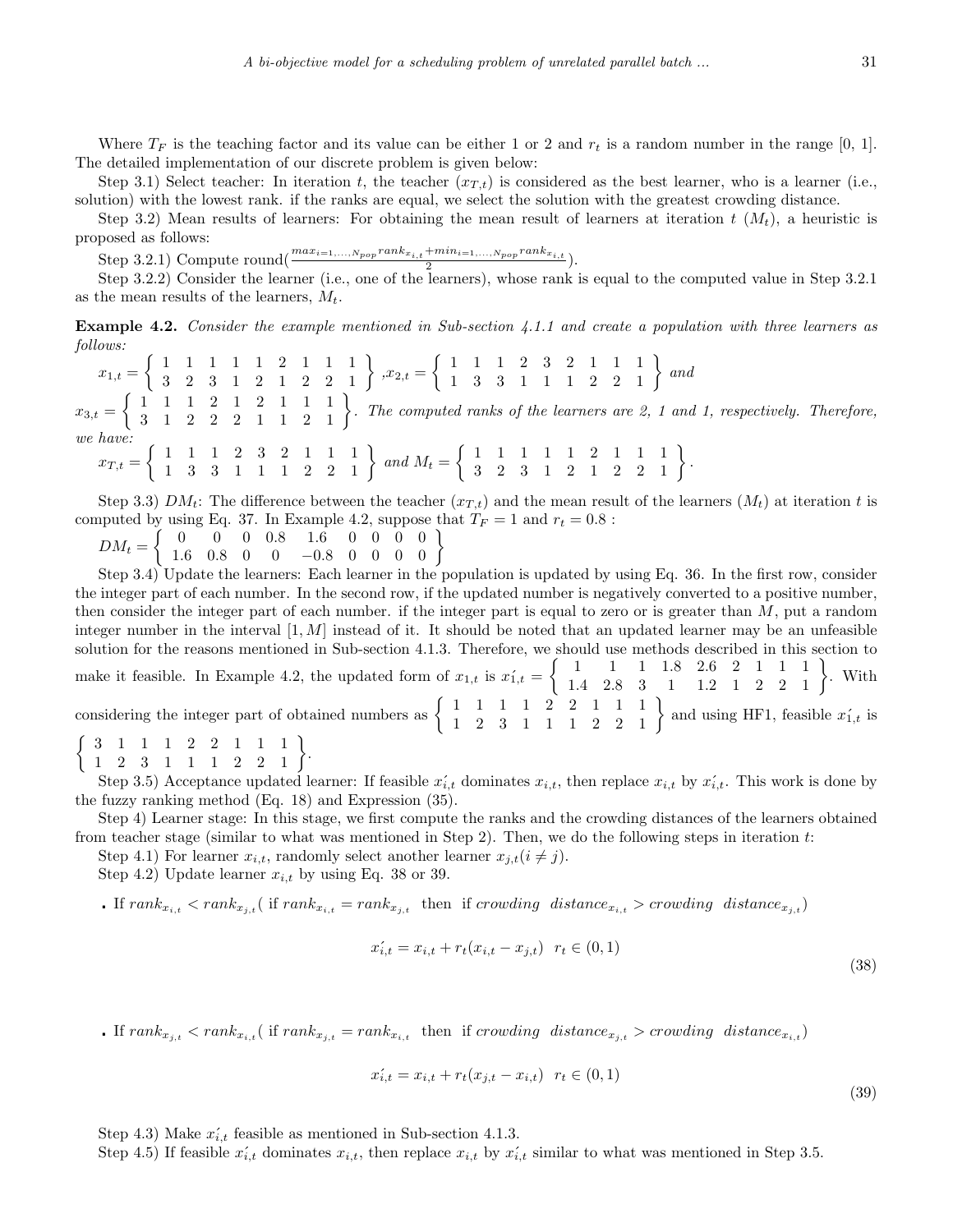Where $T_F$ is the teaching factor and its value can be either 1 or 2 and $r_t$ is a random number in the range [0, 1]. The detailed implementation of our discrete problem is given below:

Step 3.1) Select teacher: In iteration $t$, the teacher ($x_{T,t}$) is considered as the best learner, who is a learner (i.e., solution) with the lowest rank. if the ranks are equal, we select the solution with the greatest crowding distance.

Step 3.2) Mean results of learners: For obtaining the mean result of learners at iteration $t$ ($M_t$), a heuristic is proposed as follows:

Step 3.2.1) Compute round$\left(\frac{max_{i=1,\ldots,N_{pop}} rank_{x_{i,t}} + min_{i=1,\ldots,N_{pop}} rank_{x_{i,t}}}{2}\right)$.

Step 3.2.2) Consider the learner (i.e., one of the learners), whose rank is equal to the computed value in Step 3.2.1 as the mean results of the learners, $M_t$.

**Example 4.2.** *Consider the example mentioned in Sub-section 4.1.1 and create a population with three learners as follows:*

$x_{1,t} = \left\{ \begin{array}{ccccccccc} 1 & 1 & 1 & 1 & 1 & 2 & 1 & 1 & 1 \\ 3 & 2 & 3 & 1 & 2 & 1 & 2 & 2 & 1 \end{array} \right\}$, $x_{2,t} = \left\{ \begin{array}{ccccccccc} 1 & 1 & 1 & 2 & 3 & 2 & 1 & 1 & 1 \\ 1 & 3 & 3 & 1 & 1 & 1 & 2 & 2 & 1 \end{array} \right\}$ *and*

$x_{3,t} = \left\{ \begin{array}{ccccccccc} 1 & 1 & 1 & 2 & 1 & 2 & 1 & 1 & 1 \\ 3 & 1 & 2 & 2 & 2 & 1 & 1 & 2 & 1 \end{array} \right\}$. *The computed ranks of the learners are 2, 1 and 1, respectively. Therefore, we have:*

$x_{T,t} = \left\{ \begin{array}{ccccccccc} 1 & 1 & 1 & 2 & 3 & 2 & 1 & 1 & 1 \\ 1 & 3 & 3 & 1 & 1 & 1 & 2 & 2 & 1 \end{array} \right\}$ *and* $M_t = \left\{ \begin{array}{ccccccccc} 1 & 1 & 1 & 1 & 1 & 2 & 1 & 1 & 1 \\ 3 & 2 & 3 & 1 & 2 & 1 & 2 & 2 & 1 \end{array} \right\}$.

Step 3.3) $DM_t$: The difference between the teacher ($x_{T,t}$) and the mean result of the learners ($M_t$) at iteration $t$ is computed by using Eq. 37. In Example 4.2, suppose that $T_F = 1$ and $r_t = 0.8$ :

$DM_t = \left\{ \begin{array}{ccccccccc} 0 & 0 & 0 & 0.8 & 1.6 & 0 & 0 & 0 & 0 \\ 1.6 & 0.8 & 0 & 0 & -0.8 & 0 & 0 & 0 & 0 \end{array} \right\}$

Step 3.4) Update the learners: Each learner in the population is updated by using Eq. 36. In the first row, consider the integer part of each number. In the second row, if the updated number is negatively converted to a positive number, then consider the integer part of each number. if the integer part is equal to zero or is greater than $M$, put a random integer number in the interval $[1, M]$ instead of it. It should be noted that an updated learner may be an unfeasible solution for the reasons mentioned in Sub-section 4.1.3. Therefore, we should use methods described in this section to make it feasible. In Example 4.2, the updated form of $x_{1,t}$ is $x\acute{_{1,t}} = \left\{ \begin{array}{ccccccccc} 1 & 1 & 1 & 1.8 & 2.6 & 2 & 1 & 1 & 1 \\ 1.4 & 2.8 & 3 & 1 & 1.2 & 1 & 2 & 2 & 1 \end{array} \right\}$. With considering the integer part of obtained numbers as $\left\{ \begin{array}{ccccccccc} 1 & 1 & 1 & 1 & 2 & 2 & 1 & 1 & 1 \\ 1 & 2 & 3 & 1 & 1 & 1 & 2 & 2 & 1 \end{array} \right\}$ and using HF1, feasible $x\acute{_{1,t}}$ is $\left\{ \begin{array}{ccccccccc} 3 & 1 & 1 & 1 & 2 & 2 & 1 & 1 & 1 \\ 1 & 2 & 3 & 1 & 1 & 1 & 2 & 2 & 1 \end{array} \right\}$.

Step 3.5) Acceptance updated learner: If feasible $x\acute{_{i,t}}$ dominates $x_{i,t}$, then replace $x_{i,t}$ by $x\acute{_{i,t}}$. This work is done by the fuzzy ranking method (Eq. 18) and Expression (35).

Step 4) Learner stage: In this stage, we first compute the ranks and the crowding distances of the learners obtained from teacher stage (similar to what was mentioned in Step 2). Then, we do the following steps in iteration $t$:

Step 4.1) For learner $x_{i,t}$, randomly select another learner $x_{j,t} (i \neq j)$.

Step 4.2) Update learner $x_{i,t}$ by using Eq. 38 or 39.

- If $rank_{x_{i,t}} < rank_{x_{j,t}}$( if $rank_{x_{i,t}} = rank_{x_{j,t}}$ then if $crowding \ \ distance_{x_{i,t}} > crowding \ \ distance_{x_{j,t}}$)

$$x\acute{_{i,t}} = x_{i,t} + r_t(x_{i,t} - x_{j,t}) \ \ r_t \in (0, 1) \tag{38}$$

- If $rank_{x_{j,t}} < rank_{x_{i,t}}$( if $rank_{x_{j,t}} = rank_{x_{i,t}}$ then if $crowding \ \ distance_{x_{j,t}} > crowding \ \ distance_{x_{i,t}}$)

$$x\acute{_{i,t}} = x_{i,t} + r_t(x_{j,t} - x_{i,t}) \ \ r_t \in (0, 1) \tag{39}$$

Step 4.3) Make $x\acute{_{i,t}}$ feasible as mentioned in Sub-section 4.1.3.

Step 4.5) If feasible $x\acute{_{i,t}}$ dominates $x_{i,t}$, then replace $x_{i,t}$ by $x\acute{_{i,t}}$ similar to what was mentioned in Step 3.5.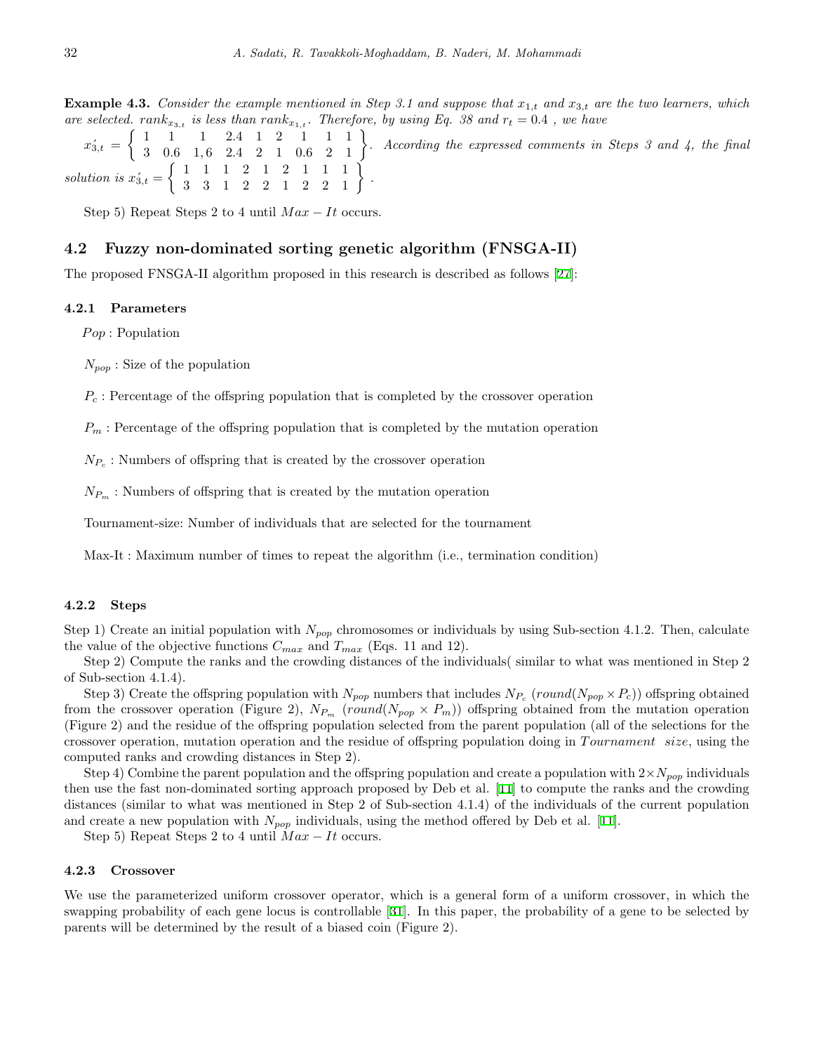**Example 4.3.** *Consider the example mentioned in Step 3.1 and suppose that $x_{1,t}$ and $x_{3,t}$ are the two learners, which are selected. $rank_{x_{3,t}}$ is less than $rank_{x_{1,t}}$. Therefore, by using Eq. 38 and $r_t = 0.4$ , we have* $x_{3,t}' = \left\{ \begin{matrix} 1 & 1 & 1 & 2.4 & 1 & 2 & 1 & 1 & 1 \\ 3 & 0.6 & 1,6 & 2.4 & 2 & 1 & 0.6 & 2 & 1 \end{matrix} \right\}$. *According the expressed comments in Steps 3 and 4, the final solution is* $x_{3,t}' = \left\{ \begin{matrix} 1 & 1 & 1 & 2 & 1 & 2 & 1 & 1 & 1 \\ 3 & 3 & 1 & 2 & 2 & 1 & 2 & 2 & 1 \end{matrix} \right\}$.

Step 5) Repeat Steps 2 to 4 until $Max - It$ occurs.

## 4.2 Fuzzy non-dominated sorting genetic algorithm (FNSGA-II)

The proposed FNSGA-II algorithm proposed in this research is described as follows [27]:

### 4.2.1 Parameters

$Pop$ : Population

$N_{pop}$ : Size of the population

$P_c$ : Percentage of the offspring population that is completed by the crossover operation

$P_m$ : Percentage of the offspring population that is completed by the mutation operation

$N_{P_c}$ : Numbers of offspring that is created by the crossover operation

$N_{P_m}$ : Numbers of offspring that is created by the mutation operation

Tournament-size: Number of individuals that are selected for the tournament

Max-It : Maximum number of times to repeat the algorithm (i.e., termination condition)

### 4.2.2 Steps

Step 1) Create an initial population with $N_{pop}$ chromosomes or individuals by using Sub-section 4.1.2. Then, calculate the value of the objective functions $C_{max}$ and $T_{max}$ (Eqs. 11 and 12).

Step 2) Compute the ranks and the crowding distances of the individuals( similar to what was mentioned in Step 2 of Sub-section 4.1.4).

Step 3) Create the offspring population with $N_{pop}$ numbers that includes $N_{P_c}$ ($round(N_{pop} \times P_c)$) offspring obtained from the crossover operation (Figure 2), $N_{P_m}$ ($round(N_{pop} \times P_m)$) offspring obtained from the mutation operation (Figure 2) and the residue of the offspring population selected from the parent population (all of the selections for the crossover operation, mutation operation and the residue of offspring population doing in $Tournament\ \ size$, using the computed ranks and crowding distances in Step 2).

Step 4) Combine the parent population and the offspring population and create a population with $2 \times N_{pop}$ individuals then use the fast non-dominated sorting approach proposed by Deb et al. [11] to compute the ranks and the crowding distances (similar to what was mentioned in Step 2 of Sub-section 4.1.4) of the individuals of the current population and create a new population with $N_{pop}$ individuals, using the method offered by Deb et al. [11].

Step 5) Repeat Steps 2 to 4 until $Max - It$ occurs.

### 4.2.3 Crossover

We use the parameterized uniform crossover operator, which is a general form of a uniform crossover, in which the swapping probability of each gene locus is controllable [31]. In this paper, the probability of a gene to be selected by parents will be determined by the result of a biased coin (Figure 2).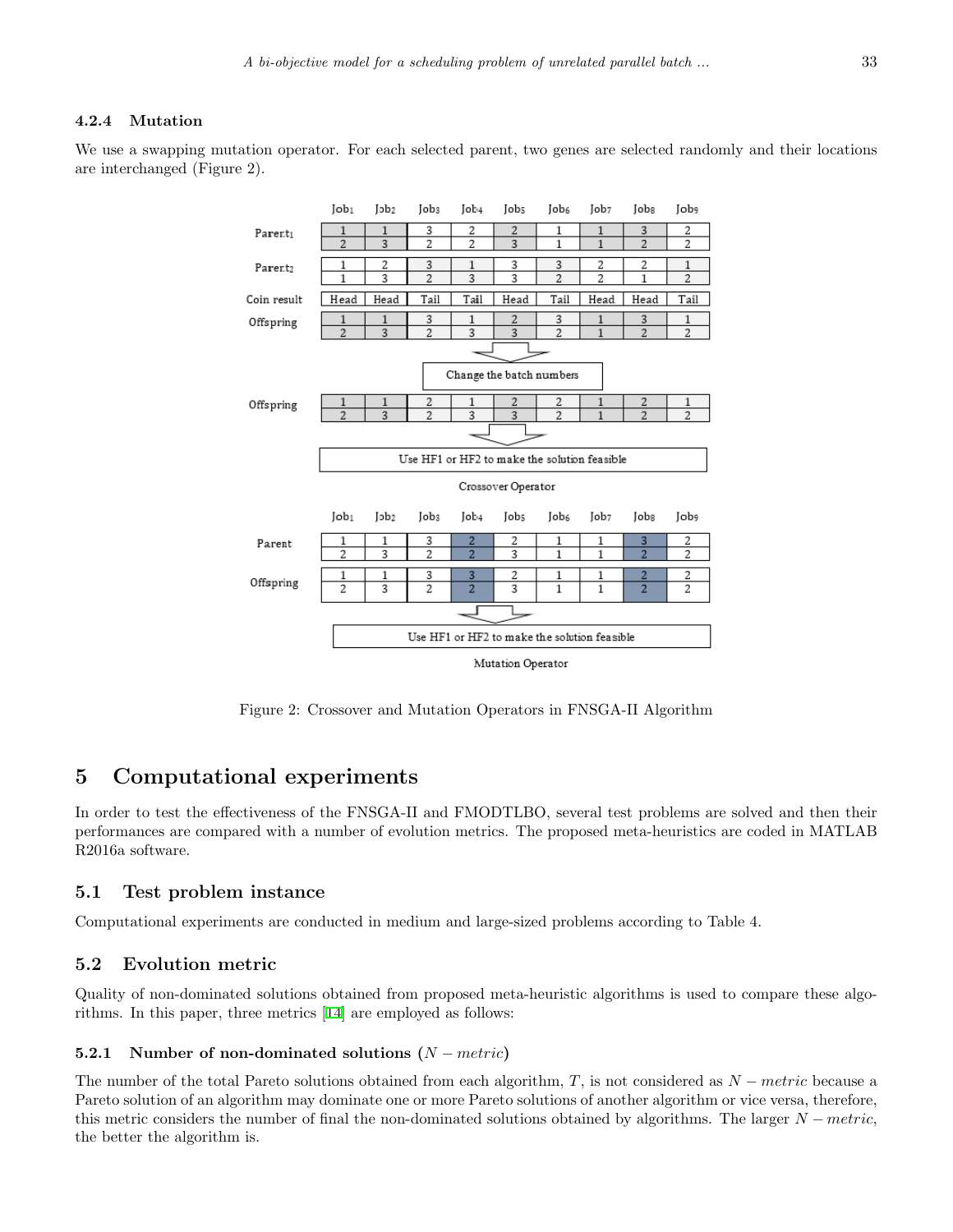#### 4.2.4 Mutation

We use a swapping mutation operator. For each selected parent, two genes are selected randomly and their locations are interchanged (Figure 2).

**Crossover Operator**

| | Job1 | Job2 | Job3 | Job4 | Job5 | Job6 | Job7 | Job8 | Job9 |
|---|---|---|---|---|---|---|---|---|---|
| Parent1 | 1 | 1 | 3 | 2 | 2 | 1 | 1 | 3 | 2 |
| | 2 | 3 | 2 | 2 | 3 | 1 | 1 | 2 | 2 |
| Parent2 | 1 | 2 | 3 | 1 | 3 | 3 | 2 | 2 | 1 |
| | 1 | 3 | 2 | 3 | 3 | 2 | 2 | 1 | 2 |
| Coin result | Head | Head | Tail | Tail | Head | Tail | Head | Head | Tail |
| Offspring | 1 | 1 | 3 | 1 | 2 | 3 | 1 | 3 | 1 |
| | 2 | 3 | 2 | 3 | 3 | 2 | 1 | 2 | 2 |

Change the batch numbers

| | Job1 | Job2 | Job3 | Job4 | Job5 | Job6 | Job7 | Job8 | Job9 |
|---|---|---|---|---|---|---|---|---|---|
| Offspring | 1 | 1 | 2 | 1 | 2 | 2 | 1 | 2 | 1 |
| | 2 | 3 | 2 | 3 | 3 | 2 | 1 | 2 | 2 |

Use HF1 or HF2 to make the solution feasible

**Mutation Operator**

| | Job1 | Job2 | Job3 | Job4 | Job5 | Job6 | Job7 | Job8 | Job9 |
|---|---|---|---|---|---|---|---|---|---|
| Parent | 1 | 1 | 3 | 2 | 2 | 1 | 1 | 3 | 2 |
| | 2 | 3 | 2 | 2 | 3 | 1 | 1 | 2 | 2 |
| Offspring | 1 | 1 | 3 | 3 | 2 | 1 | 1 | 2 | 2 |
| | 2 | 3 | 2 | 2 | 3 | 1 | 1 | 2 | 2 |

Use HF1 or HF2 to make the solution feasible

Figure 2: Crossover and Mutation Operators in FNSGA-II Algorithm

# 5 Computational experiments

In order to test the effectiveness of the FNSGA-II and FMODTLBO, several test problems are solved and then their performances are compared with a number of evolution metrics. The proposed meta-heuristics are coded in MATLAB R2016a software.

## 5.1 Test problem instance

Computational experiments are conducted in medium and large-sized problems according to Table 4.

## 5.2 Evolution metric

Quality of non-dominated solutions obtained from proposed meta-heuristic algorithms is used to compare these algorithms. In this paper, three metrics [14] are employed as follows:

#### 5.2.1 Number of non-dominated solutions ($N - metric$)

The number of the total Pareto solutions obtained from each algorithm, $T$, is not considered as $N - metric$ because a Pareto solution of an algorithm may dominate one or more Pareto solutions of another algorithm or vice versa, therefore, this metric considers the number of final the non-dominated solutions obtained by algorithms. The larger $N - metric$, the better the algorithm is.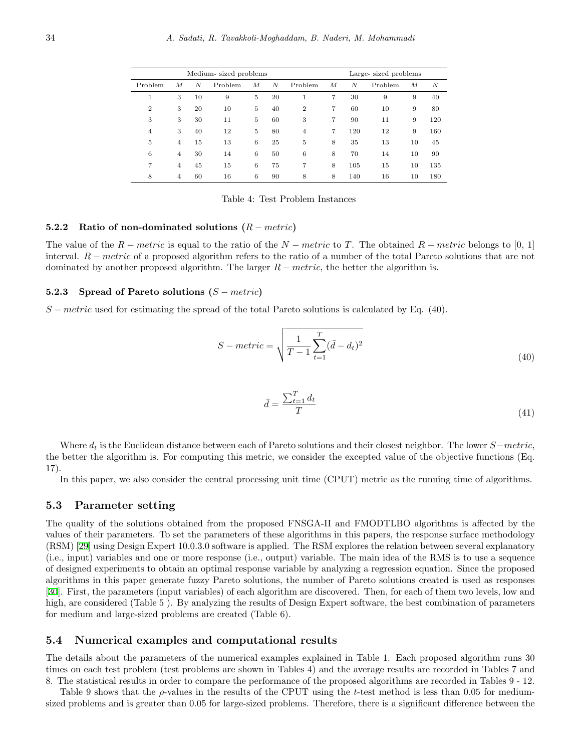| Medium- sized problems | | | | | | Large- sized problems | | | | | |
|---|---|---|---|---|---|---|---|---|---|---|---|
| Problem | $M$ | $N$ | Problem | $M$ | $N$ | Problem | $M$ | $N$ | Problem | $M$ | $N$ |
| 1 | 3 | 10 | 9 | 5 | 20 | 1 | 7 | 30 | 9 | 9 | 40 |
| 2 | 3 | 20 | 10 | 5 | 40 | 2 | 7 | 60 | 10 | 9 | 80 |
| 3 | 3 | 30 | 11 | 5 | 60 | 3 | 7 | 90 | 11 | 9 | 120 |
| 4 | 3 | 40 | 12 | 5 | 80 | 4 | 7 | 120 | 12 | 9 | 160 |
| 5 | 4 | 15 | 13 | 6 | 25 | 5 | 8 | 35 | 13 | 10 | 45 |
| 6 | 4 | 30 | 14 | 6 | 50 | 6 | 8 | 70 | 14 | 10 | 90 |
| 7 | 4 | 45 | 15 | 6 | 75 | 7 | 8 | 105 | 15 | 10 | 135 |
| 8 | 4 | 60 | 16 | 6 | 90 | 8 | 8 | 140 | 16 | 10 | 180 |

Table 4: Test Problem Instances

### 5.2.2 Ratio of non-dominated solutions ($R-metric$)

The value of the $R-metric$ is equal to the ratio of the $N-metric$ to $T$. The obtained $R-metric$ belongs to [0, 1] interval. $R-metric$ of a proposed algorithm refers to the ratio of a number of the total Pareto solutions that are not dominated by another proposed algorithm. The larger $R-metric$, the better the algorithm is.

### 5.2.3 Spread of Pareto solutions ($S-metric$)

$S-metric$ used for estimating the spread of the total Pareto solutions is calculated by Eq. (40).

$$S-metric = \sqrt{\frac{1}{T-1}\sum_{t=1}^{T}(\bar{d}-d_t)^2} \tag{40}$$

$$\bar{d} = \frac{\sum_{t=1}^{T} d_t}{T} \tag{41}$$

Where $d_t$ is the Euclidean distance between each of Pareto solutions and their closest neighbor. The lower $S-metric$, the better the algorithm is. For computing this metric, we consider the excepted value of the objective functions (Eq. 17).

In this paper, we also consider the central processing unit time (CPUT) metric as the running time of algorithms.

## 5.3 Parameter setting

The quality of the solutions obtained from the proposed FNSGA-II and FMODTLBO algorithms is affected by the values of their parameters. To set the parameters of these algorithms in this papers, the response surface methodology (RSM) [29] using Design Expert 10.0.3.0 software is applied. The RSM explores the relation between several explanatory (i.e., input) variables and one or more response (i.e., output) variable. The main idea of the RMS is to use a sequence of designed experiments to obtain an optimal response variable by analyzing a regression equation. Since the proposed algorithms in this paper generate fuzzy Pareto solutions, the number of Pareto solutions created is used as responses [30]. First, the parameters (input variables) of each algorithm are discovered. Then, for each of them two levels, low and high, are considered (Table 5 ). By analyzing the results of Design Expert software, the best combination of parameters for medium and large-sized problems are created (Table 6).

## 5.4 Numerical examples and computational results

The details about the parameters of the numerical examples explained in Table 1. Each proposed algorithm runs 30 times on each test problem (test problems are shown in Tables 4) and the average results are recorded in Tables 7 and 8. The statistical results in order to compare the performance of the proposed algorithms are recorded in Tables 9 - 12.

Table 9 shows that the $\rho$-values in the results of the CPUT using the $t$-test method is less than 0.05 for medium-sized problems and is greater than 0.05 for large-sized problems. Therefore, there is a significant difference between the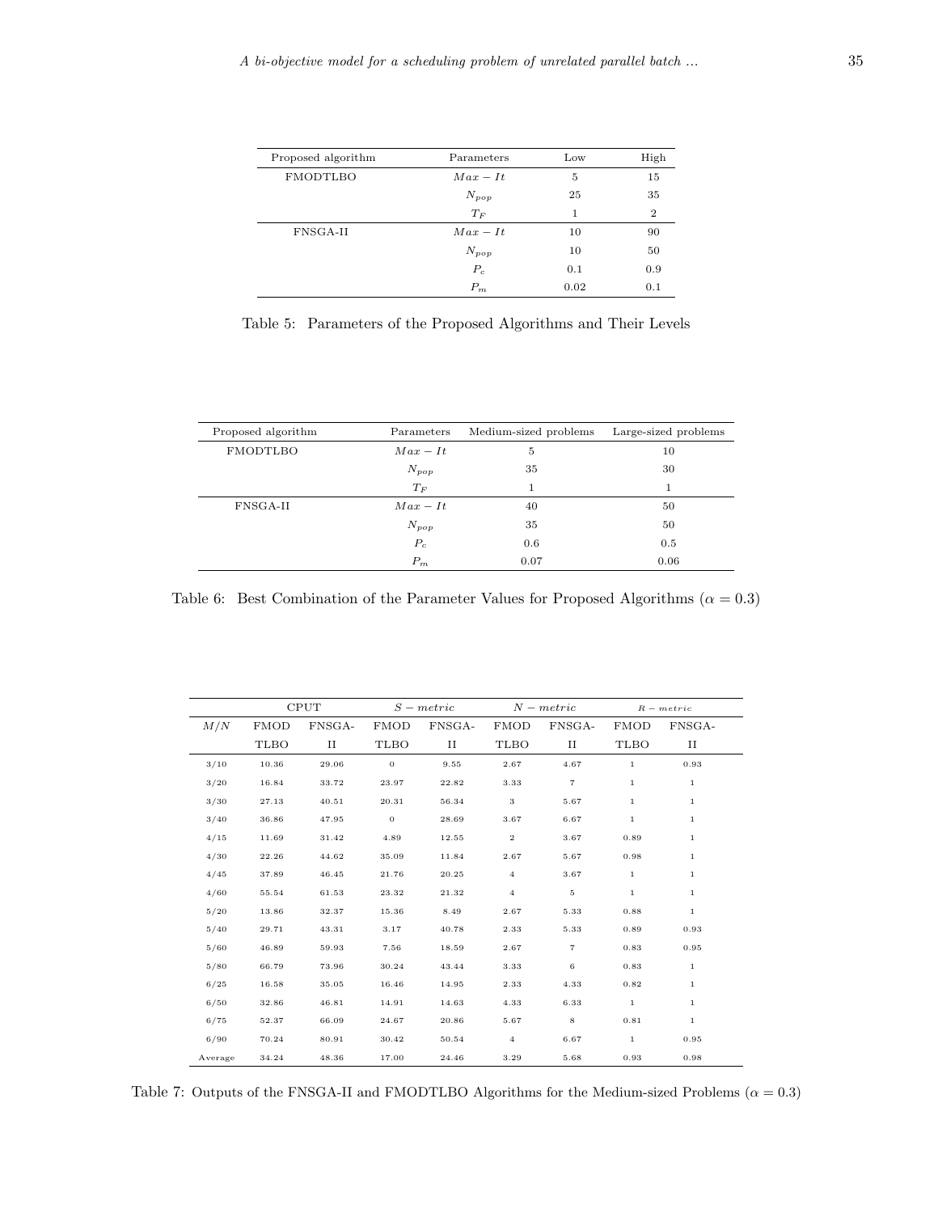| Proposed algorithm | Parameters | Low | High |
|---|---|---|---|
| FMODTLBO | $Max-It$ | 5 | 15 |
| | $N_{pop}$ | 25 | 35 |
| | $T_F$ | 1 | 2 |
| FNSGA-II | $Max-It$ | 10 | 90 |
| | $N_{pop}$ | 10 | 50 |
| | $P_c$ | 0.1 | 0.9 |
| | $P_m$ | 0.02 | 0.1 |

Table 5: Parameters of the Proposed Algorithms and Their Levels

| Proposed algorithm | Parameters | Medium-sized problems | Large-sized problems |
|---|---|---|---|
| FMODTLBO | $Max-It$ | 5 | 10 |
| | $N_{pop}$ | 35 | 30 |
| | $T_F$ | 1 | 1 |
| FNSGA-II | $Max-It$ | 40 | 50 |
| | $N_{pop}$ | 35 | 50 |
| | $P_c$ | 0.6 | 0.5 |
| | $P_m$ | 0.07 | 0.06 |

Table 6: Best Combination of the Parameter Values for Proposed Algorithms ($\alpha = 0.3$)

| | CPUT | | $S-metric$ | | $N-metric$ | | $R-metric$ | |
|---|---|---|---|---|---|---|---|---|
| $M/N$ | FMOD TLBO | FNSGA-II | FMOD TLBO | FNSGA-II | FMOD TLBO | FNSGA-II | FMOD TLBO | FNSGA-II |
| 3/10 | 10.36 | 29.06 | 0 | 9.55 | 2.67 | 4.67 | 1 | 0.93 |
| 3/20 | 16.84 | 33.72 | 23.97 | 22.82 | 3.33 | 7 | 1 | 1 |
| 3/30 | 27.13 | 40.51 | 20.31 | 56.34 | 3 | 5.67 | 1 | 1 |
| 3/40 | 36.86 | 47.95 | 0 | 28.69 | 3.67 | 6.67 | 1 | 1 |
| 4/15 | 11.69 | 31.42 | 4.89 | 12.55 | 2 | 3.67 | 0.89 | 1 |
| 4/30 | 22.26 | 44.62 | 35.09 | 11.84 | 2.67 | 5.67 | 0.98 | 1 |
| 4/45 | 37.89 | 46.45 | 21.76 | 20.25 | 4 | 3.67 | 1 | 1 |
| 4/60 | 55.54 | 61.53 | 23.32 | 21.32 | 4 | 5 | 1 | 1 |
| 5/20 | 13.86 | 32.37 | 15.36 | 8.49 | 2.67 | 5.33 | 0.88 | 1 |
| 5/40 | 29.71 | 43.31 | 3.17 | 40.78 | 2.33 | 5.33 | 0.89 | 0.93 |
| 5/60 | 46.89 | 59.93 | 7.56 | 18.59 | 2.67 | 7 | 0.83 | 0.95 |
| 5/80 | 66.79 | 73.96 | 30.24 | 43.44 | 3.33 | 6 | 0.83 | 1 |
| 6/25 | 16.58 | 35.05 | 16.46 | 14.95 | 2.33 | 4.33 | 0.82 | 1 |
| 6/50 | 32.86 | 46.81 | 14.91 | 14.63 | 4.33 | 6.33 | 1 | 1 |
| 6/75 | 52.37 | 66.09 | 24.67 | 20.86 | 5.67 | 8 | 0.81 | 1 |
| 6/90 | 70.24 | 80.91 | 30.42 | 50.54 | 4 | 6.67 | 1 | 0.95 |
| Average | 34.24 | 48.36 | 17.00 | 24.46 | 3.29 | 5.68 | 0.93 | 0.98 |

Table 7: Outputs of the FNSGA-II and FMODTLBO Algorithms for the Medium-sized Problems ($\alpha = 0.3$)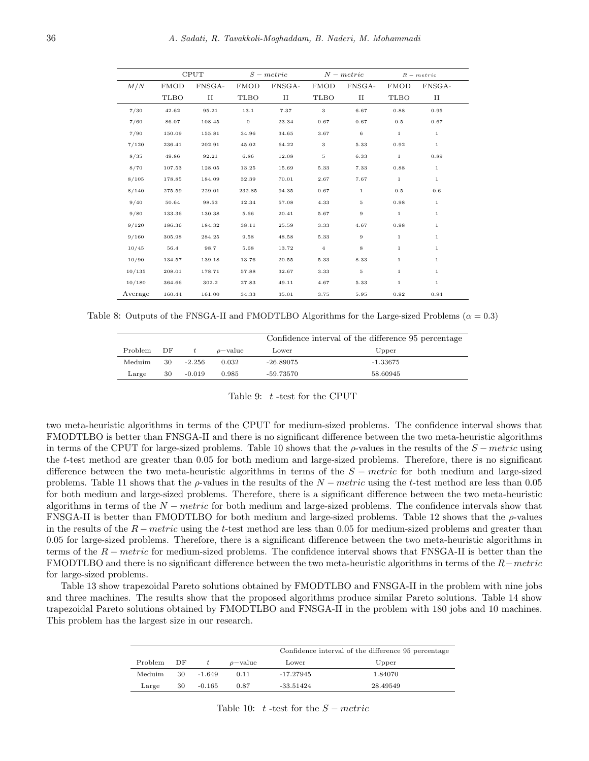| | CPUT | | $S-metric$ | | $N-metric$ | | $R-metric$ | |
|---|---|---|---|---|---|---|---|---|
| $M/N$ | FMODTLBO | FNSGA-II | FMODTLBO | FNSGA-II | FMODTLBO | FNSGA-II | FMODTLBO | FNSGA-II |
| 7/30 | 42.62 | 95.21 | 13.1 | 7.37 | 3 | 6.67 | 0.88 | 0.95 |
| 7/60 | 86.07 | 108.45 | 0 | 23.34 | 0.67 | 0.67 | 0.5 | 0.67 |
| 7/90 | 150.09 | 155.81 | 34.96 | 34.65 | 3.67 | 6 | 1 | 1 |
| 7/120 | 236.41 | 202.91 | 45.02 | 64.22 | 3 | 5.33 | 0.92 | 1 |
| 8/35 | 49.86 | 92.21 | 6.86 | 12.08 | 5 | 6.33 | 1 | 0.89 |
| 8/70 | 107.53 | 128.05 | 13.25 | 15.69 | 5.33 | 7.33 | 0.88 | 1 |
| 8/105 | 178.85 | 184.09 | 32.39 | 70.01 | 2.67 | 7.67 | 1 | 1 |
| 8/140 | 275.59 | 229.01 | 232.85 | 94.35 | 0.67 | 1 | 0.5 | 0.6 |
| 9/40 | 50.64 | 98.53 | 12.34 | 57.08 | 4.33 | 5 | 0.98 | 1 |
| 9/80 | 133.36 | 130.38 | 5.66 | 20.41 | 5.67 | 9 | 1 | 1 |
| 9/120 | 186.36 | 184.32 | 38.11 | 25.59 | 3.33 | 4.67 | 0.98 | 1 |
| 9/160 | 305.98 | 284.25 | 9.58 | 48.58 | 5.33 | 9 | 1 | 1 |
| 10/45 | 56.4 | 98.7 | 5.68 | 13.72 | 4 | 8 | 1 | 1 |
| 10/90 | 134.57 | 139.18 | 13.76 | 20.55 | 5.33 | 8.33 | 1 | 1 |
| 10/135 | 208.01 | 178.71 | 57.88 | 32.67 | 3.33 | 5 | 1 | 1 |
| 10/180 | 364.66 | 302.2 | 27.83 | 49.11 | 4.67 | 5.33 | 1 | 1 |
| Average | 160.44 | 161.00 | 34.33 | 35.01 | 3.75 | 5.95 | 0.92 | 0.94 |

Table 8: Outputs of the FNSGA-II and FMODTLBO Algorithms for the Large-sized Problems ($\alpha = 0.3$)

| | | | | Confidence interval of the difference 95 percentage | |
|---|---|---|---|---|---|
| Problem | DF | $t$ | $\rho$−value | Lower | Upper |
| Meduim | 30 | -2.256 | 0.032 | -26.89075 | -1.33675 |
| Large | 30 | -0.019 | 0.985 | -59.73570 | 58.60945 |

Table 9: $t$ -test for the CPUT

two meta-heuristic algorithms in terms of the CPUT for medium-sized problems. The confidence interval shows that FMODTLBO is better than FNSGA-II and there is no significant difference between the two meta-heuristic algorithms in terms of the CPUT for large-sized problems. Table 10 shows that the $\rho$-values in the results of the $S-metric$ using the $t$-test method are greater than 0.05 for both medium and large-sized problems. Therefore, there is no significant difference between the two meta-heuristic algorithms in terms of the $S-metric$ for both medium and large-sized problems. Table 11 shows that the $\rho$-values in the results of the $N-metric$ using the $t$-test method are less than 0.05 for both medium and large-sized problems. Therefore, there is a significant difference between the two meta-heuristic algorithms in terms of the $N-metric$ for both medium and large-sized problems. The confidence intervals show that FNSGA-II is better than FMODTLBO for both medium and large-sized problems. Table 12 shows that the $\rho$-values in the results of the $R-metric$ using the $t$-test method are less than 0.05 for medium-sized problems and greater than 0.05 for large-sized problems. Therefore, there is a significant difference between the two meta-heuristic algorithms in terms of the $R-metric$ for medium-sized problems. The confidence interval shows that FNSGA-II is better than the FMODTLBO and there is no significant difference between the two meta-heuristic algorithms in terms of the $R-metric$ for large-sized problems.

Table 13 show trapezoidal Pareto solutions obtained by FMODTLBO and FNSGA-II in the problem with nine jobs and three machines. The results show that the proposed algorithms produce similar Pareto solutions. Table 14 show trapezoidal Pareto solutions obtained by FMODTLBO and FNSGA-II in the problem with 180 jobs and 10 machines. This problem has the largest size in our research.

| | | | | Confidence interval of the difference 95 percentage | |
|---|---|---|---|---|---|
| Problem | DF | $t$ | $\rho$−value | Lower | Upper |
| Meduim | 30 | -1.649 | 0.11 | -17.27945 | 1.84070 |
| Large | 30 | -0.165 | 0.87 | -33.51424 | 28.49549 |

Table 10: $t$ -test for the $S-metric$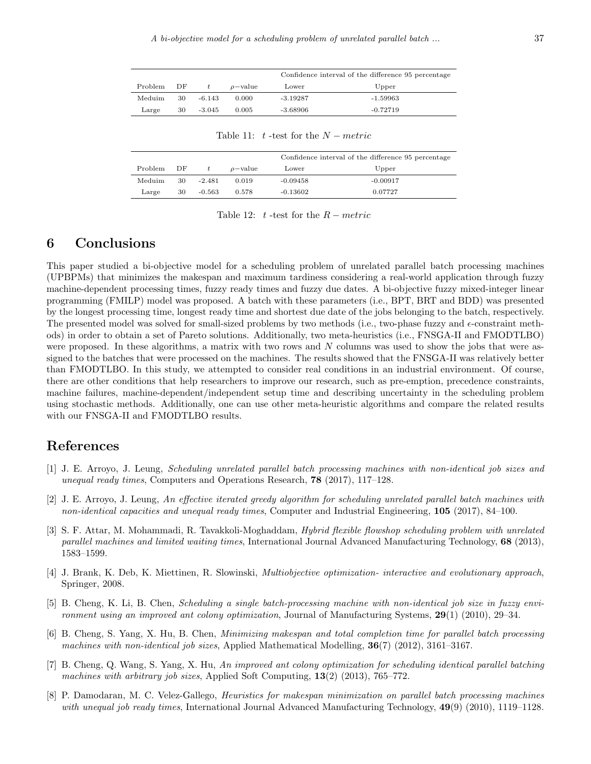| | | | | Confidence interval of the difference 95 percentage | |
|---|---|---|---|---|---|
| Problem | DF | $t$ | $\rho$−value | Lower | Upper |
| Meduim | 30 | -6.143 | 0.000 | -3.19287 | -1.59963 |
| Large | 30 | -3.045 | 0.005 | -3.68906 | -0.72719 |

Table 11: $t$ -test for the $N - metric$

| | | | | Confidence interval of the difference 95 percentage | |
|---|---|---|---|---|---|
| Problem | DF | $t$ | $\rho$−value | Lower | Upper |
| Meduim | 30 | -2.481 | 0.019 | -0.09458 | -0.00917 |
| Large | 30 | -0.563 | 0.578 | -0.13602 | 0.07727 |

Table 12: $t$ -test for the $R - metric$

## 6 Conclusions

This paper studied a bi-objective model for a scheduling problem of unrelated parallel batch processing machines (UPBPMs) that minimizes the makespan and maximum tardiness considering a real-world application through fuzzy machine-dependent processing times, fuzzy ready times and fuzzy due dates. A bi-objective fuzzy mixed-integer linear programming (FMILP) model was proposed. A batch with these parameters (i.e., BPT, BRT and BDD) was presented by the longest processing time, longest ready time and shortest due date of the jobs belonging to the batch, respectively. The presented model was solved for small-sized problems by two methods (i.e., two-phase fuzzy and $\epsilon$-constraint methods) in order to obtain a set of Pareto solutions. Additionally, two meta-heuristics (i.e., FNSGA-II and FMODTLBO) were proposed. In these algorithms, a matrix with two rows and $N$ columns was used to show the jobs that were assigned to the batches that were processed on the machines. The results showed that the FNSGA-II was relatively better than FMODTLBO. In this study, we attempted to consider real conditions in an industrial environment. Of course, there are other conditions that help researchers to improve our research, such as pre-emption, precedence constraints, machine failures, machine-dependent/independent setup time and describing uncertainty in the scheduling problem using stochastic methods. Additionally, one can use other meta-heuristic algorithms and compare the related results with our FNSGA-II and FMODTLBO results.

## References

[1] J. E. Arroyo, J. Leung, *Scheduling unrelated parallel batch processing machines with non-identical job sizes and unequal ready times*, Computers and Operations Research, **78** (2017), 117–128.

[2] J. E. Arroyo, J. Leung, *An effective iterated greedy algorithm for scheduling unrelated parallel batch machines with non-identical capacities and unequal ready times*, Computer and Industrial Engineering, **105** (2017), 84–100.

[3] S. F. Attar, M. Mohammadi, R. Tavakkoli-Moghaddam, *Hybrid flexible flowshop scheduling problem with unrelated parallel machines and limited waiting times*, International Journal Advanced Manufacturing Technology, **68** (2013), 1583–1599.

[4] J. Brank, K. Deb, K. Miettinen, R. Slowinski, *Multiobjective optimization- interactive and evolutionary approach*, Springer, 2008.

[5] B. Cheng, K. Li, B. Chen, *Scheduling a single batch-processing machine with non-identical job size in fuzzy environment using an improved ant colony optimization*, Journal of Manufacturing Systems, **29**(1) (2010), 29–34.

[6] B. Cheng, S. Yang, X. Hu, B. Chen, *Minimizing makespan and total completion time for parallel batch processing machines with non-identical job sizes*, Applied Mathematical Modelling, **36**(7) (2012), 3161–3167.

[7] B. Cheng, Q. Wang, S. Yang, X. Hu, *An improved ant colony optimization for scheduling identical parallel batching machines with arbitrary job sizes*, Applied Soft Computing, **13**(2) (2013), 765–772.

[8] P. Damodaran, M. C. Velez-Gallego, *Heuristics for makespan minimization on parallel batch processing machines with unequal job ready times*, International Journal Advanced Manufacturing Technology, **49**(9) (2010), 1119–1128.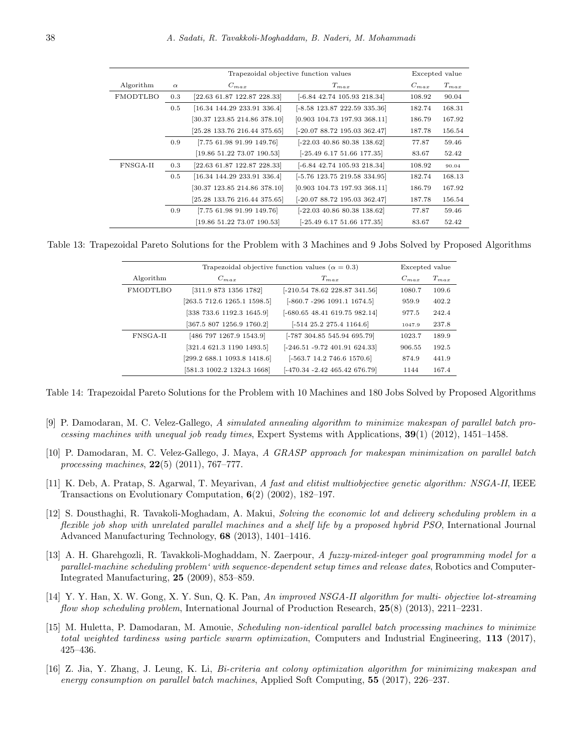| | | Trapezoidal objective function values | | Excepted value | |
|---|---|---|---|---|---|
| Algorithm | $\alpha$ | $C_{max}$ | $T_{max}$ | $C_{max}$ | $T_{max}$ |
| FMODTLBO | 0.3 | [22.63 61.87 122.87 228.33] | [-6.84 42.74 105.93 218.34] | 108.92 | 90.04 |
| | 0.5 | [16.34 144.29 233.91 336.4] | [-8.58 123.87 222.59 335.36] | 182.74 | 168.31 |
| | | [30.37 123.85 214.86 378.10] | [0.903 104.73 197.93 368.11] | 186.79 | 167.92 |
| | | [25.28 133.76 216.44 375.65] | [-20.07 88.72 195.03 362.47] | 187.78 | 156.54 |
| | 0.9 | [7.75 61.98 91.99 149.76] | [-22.03 40.86 80.38 138.62] | 77.87 | 59.46 |
| | | [19.86 51.22 73.07 190.53] | [-25.49 6.17 51.66 177.35] | 83.67 | 52.42 |
| FNSGA-II | 0.3 | [22.63 61.87 122.87 228.33] | [-6.84 42.74 105.93 218.34] | 108.92 | 90.04 |
| | 0.5 | [16.34 144.29 233.91 336.4] | [-5.76 123.75 219.58 334.95] | 182.74 | 168.13 |
| | | [30.37 123.85 214.86 378.10] | [0.903 104.73 197.93 368.11] | 186.79 | 167.92 |
| | | [25.28 133.76 216.44 375.65] | [-20.07 88.72 195.03 362.47] | 187.78 | 156.54 |
| | 0.9 | [7.75 61.98 91.99 149.76] | [-22.03 40.86 80.38 138.62] | 77.87 | 59.46 |
| | | [19.86 51.22 73.07 190.53] | [-25.49 6.17 51.66 177.35] | 83.67 | 52.42 |

Table 13: Trapezoidal Pareto Solutions for the Problem with 3 Machines and 9 Jobs Solved by Proposed Algorithms

| | Trapezoidal objective function values ($\alpha = 0.3$) | | Excepted value | |
|---|---|---|---|---|
| Algorithm | $C_{max}$ | $T_{max}$ | $C_{max}$ | $T_{max}$ |
| FMODTLBO | [311.9 873 1356 1782] | [-210.54 78.62 228.87 341.56] | 1080.7 | 109.6 |
| | [263.5 712.6 1265.1 1598.5] | [-860.7 -296 1091.1 1674.5] | 959.9 | 402.2 |
| | [338 733.6 1192.3 1645.9] | [-680.65 48.41 619.75 982.14] | 977.5 | 242.4 |
| | [367.5 807 1256.9 1760.2] | [-514 25.2 275.4 1164.6] | 1047.9 | 237.8 |
| FNSGA-II | [486 797 1267.9 1543.9] | [-787 304.85 545.94 695.79] | 1023.7 | 189.9 |
| | [321.4 621.3 1190 1493.5] | [-246.51 -9.72 401.91 624.33] | 906.55 | 192.5 |
| | [299.2 688.1 1093.8 1418.6] | [-563.7 14.2 746.6 1570.6] | 874.9 | 441.9 |
| | [581.3 1002.2 1324.3 1668] | [-470.34 -2.42 465.42 676.79] | 1144 | 167.4 |

Table 14: Trapezoidal Pareto Solutions for the Problem with 10 Machines and 180 Jobs Solved by Proposed Algorithms

[9] P. Damodaran, M. C. Velez-Gallego, *A simulated annealing algorithm to minimize makespan of parallel batch processing machines with unequal job ready times*, Expert Systems with Applications, **39**(1) (2012), 1451–1458.

[10] P. Damodaran, M. C. Velez-Gallego, J. Maya, *A GRASP approach for makespan minimization on parallel batch processing machines*, **22**(5) (2011), 767–777.

[11] K. Deb, A. Pratap, S. Agarwal, T. Meyarivan, *A fast and elitist multiobjective genetic algorithm: NSGA-II*, IEEE Transactions on Evolutionary Computation, **6**(2) (2002), 182–197.

[12] S. Dousthaghi, R. Tavakoli-Moghadam, A. Makui, *Solving the economic lot and delivery scheduling problem in a flexible job shop with unrelated parallel machines and a shelf life by a proposed hybrid PSO*, International Journal Advanced Manufacturing Technology, **68** (2013), 1401–1416.

[13] A. H. Gharehgozli, R. Tavakkoli-Moghaddam, N. Zaerpour, *A fuzzy-mixed-integer goal programming model for a parallel-machine scheduling problem' with sequence-dependent setup times and release dates*, Robotics and Computer-Integrated Manufacturing, **25** (2009), 853–859.

[14] Y. Y. Han, X. W. Gong, X. Y. Sun, Q. K. Pan, *An improved NSGA-II algorithm for multi- objective lot-streaming flow shop scheduling problem*, International Journal of Production Research, **25**(8) (2013), 2211–2231.

[15] M. Huletta, P. Damodaran, M. Amouie, *Scheduling non-identical parallel batch processing machines to minimize total weighted tardiness using particle swarm optimization*, Computers and Industrial Engineering, **113** (2017), 425–436.

[16] Z. Jia, Y. Zhang, J. Leung, K. Li, *Bi-criteria ant colony optimization algorithm for minimizing makespan and energy consumption on parallel batch machines*, Applied Soft Computing, **55** (2017), 226–237.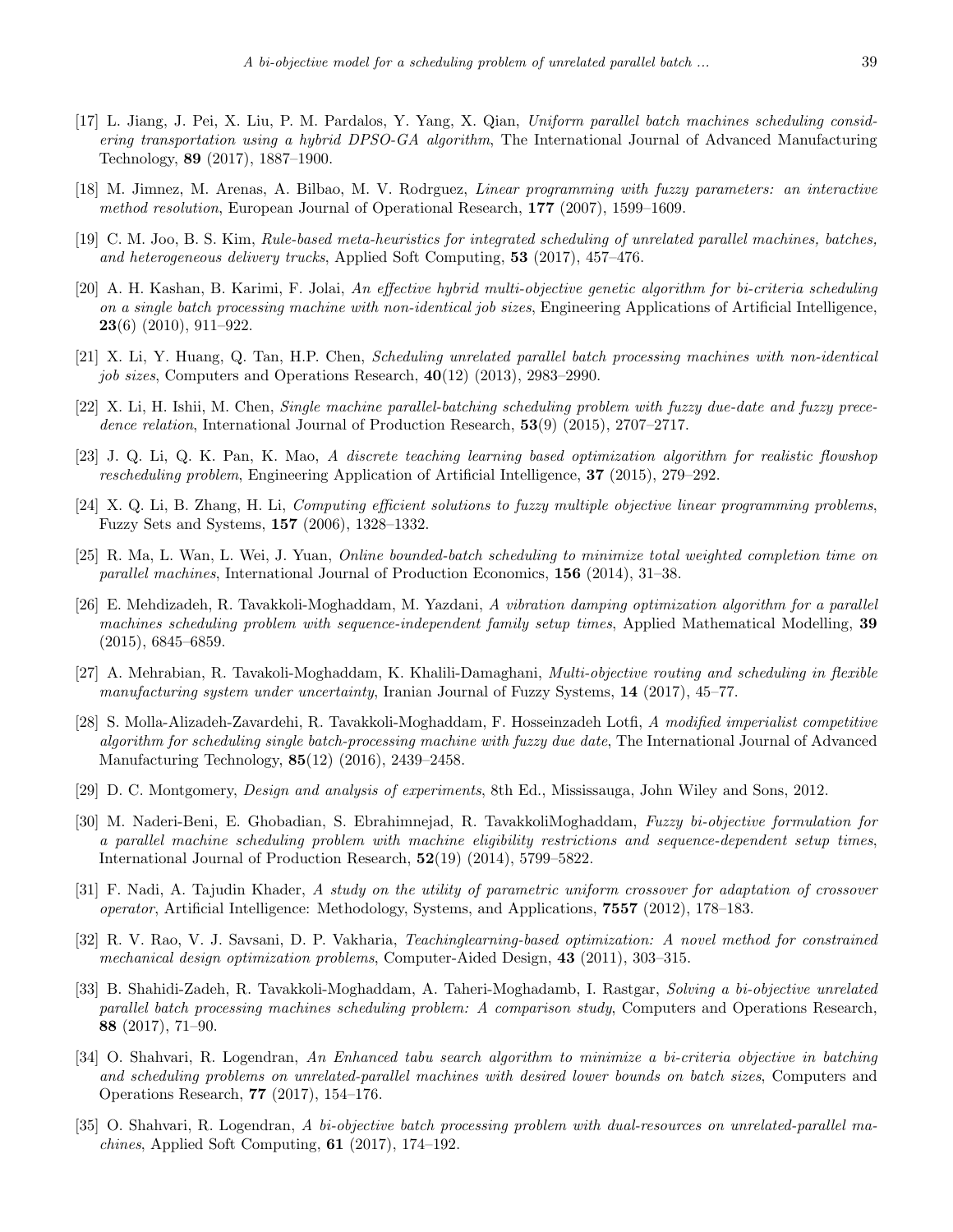[17] L. Jiang, J. Pei, X. Liu, P. M. Pardalos, Y. Yang, X. Qian, *Uniform parallel batch machines scheduling considering transportation using a hybrid DPSO-GA algorithm*, The International Journal of Advanced Manufacturing Technology, **89** (2017), 1887–1900.

[18] M. Jimnez, M. Arenas, A. Bilbao, M. V. Rodrguez, *Linear programming with fuzzy parameters: an interactive method resolution*, European Journal of Operational Research, **177** (2007), 1599–1609.

[19] C. M. Joo, B. S. Kim, *Rule-based meta-heuristics for integrated scheduling of unrelated parallel machines, batches, and heterogeneous delivery trucks*, Applied Soft Computing, **53** (2017), 457–476.

[20] A. H. Kashan, B. Karimi, F. Jolai, *An effective hybrid multi-objective genetic algorithm for bi-criteria scheduling on a single batch processing machine with non-identical job sizes*, Engineering Applications of Artificial Intelligence, **23**(6) (2010), 911–922.

[21] X. Li, Y. Huang, Q. Tan, H.P. Chen, *Scheduling unrelated parallel batch processing machines with non-identical job sizes*, Computers and Operations Research, **40**(12) (2013), 2983–2990.

[22] X. Li, H. Ishii, M. Chen, *Single machine parallel-batching scheduling problem with fuzzy due-date and fuzzy precedence relation*, International Journal of Production Research, **53**(9) (2015), 2707–2717.

[23] J. Q. Li, Q. K. Pan, K. Mao, *A discrete teaching learning based optimization algorithm for realistic flowshop rescheduling problem*, Engineering Application of Artificial Intelligence, **37** (2015), 279–292.

[24] X. Q. Li, B. Zhang, H. Li, *Computing efficient solutions to fuzzy multiple objective linear programming problems*, Fuzzy Sets and Systems, **157** (2006), 1328–1332.

[25] R. Ma, L. Wan, L. Wei, J. Yuan, *Online bounded-batch scheduling to minimize total weighted completion time on parallel machines*, International Journal of Production Economics, **156** (2014), 31–38.

[26] E. Mehdizadeh, R. Tavakkoli-Moghaddam, M. Yazdani, *A vibration damping optimization algorithm for a parallel machines scheduling problem with sequence-independent family setup times*, Applied Mathematical Modelling, **39** (2015), 6845–6859.

[27] A. Mehrabian, R. Tavakoli-Moghaddam, K. Khalili-Damaghani, *Multi-objective routing and scheduling in flexible manufacturing system under uncertainty*, Iranian Journal of Fuzzy Systems, **14** (2017), 45–77.

[28] S. Molla-Alizadeh-Zavardehi, R. Tavakkoli-Moghaddam, F. Hosseinzadeh Lotfi, *A modified imperialist competitive algorithm for scheduling single batch-processing machine with fuzzy due date*, The International Journal of Advanced Manufacturing Technology, **85**(12) (2016), 2439–2458.

[29] D. C. Montgomery, *Design and analysis of experiments*, 8th Ed., Mississauga, John Wiley and Sons, 2012.

[30] M. Naderi-Beni, E. Ghobadian, S. Ebrahimnejad, R. TavakkoliMoghaddam, *Fuzzy bi-objective formulation for a parallel machine scheduling problem with machine eligibility restrictions and sequence-dependent setup times*, International Journal of Production Research, **52**(19) (2014), 5799–5822.

[31] F. Nadi, A. Tajudin Khader, *A study on the utility of parametric uniform crossover for adaptation of crossover operator*, Artificial Intelligence: Methodology, Systems, and Applications, **7557** (2012), 178–183.

[32] R. V. Rao, V. J. Savsani, D. P. Vakharia, *Teachinglearning-based optimization: A novel method for constrained mechanical design optimization problems*, Computer-Aided Design, **43** (2011), 303–315.

[33] B. Shahidi-Zadeh, R. Tavakkoli-Moghaddam, A. Taheri-Moghadamb, I. Rastgar, *Solving a bi-objective unrelated parallel batch processing machines scheduling problem: A comparison study*, Computers and Operations Research, **88** (2017), 71–90.

[34] O. Shahvari, R. Logendran, *An Enhanced tabu search algorithm to minimize a bi-criteria objective in batching and scheduling problems on unrelated-parallel machines with desired lower bounds on batch sizes*, Computers and Operations Research, **77** (2017), 154–176.

[35] O. Shahvari, R. Logendran, *A bi-objective batch processing problem with dual-resources on unrelated-parallel machines*, Applied Soft Computing, **61** (2017), 174–192.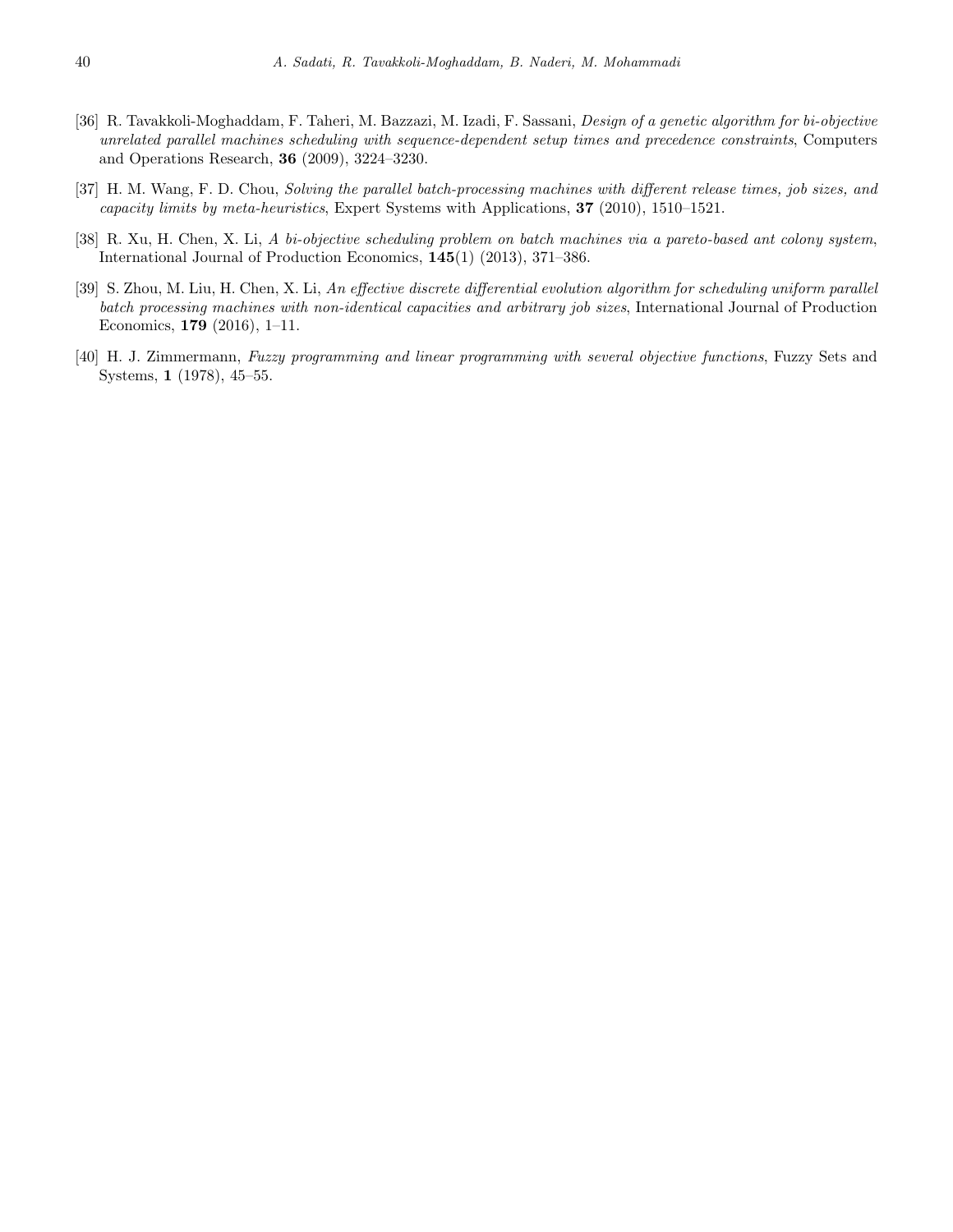[36] R. Tavakkoli-Moghaddam, F. Taheri, M. Bazzazi, M. Izadi, F. Sassani, *Design of a genetic algorithm for bi-objective unrelated parallel machines scheduling with sequence-dependent setup times and precedence constraints*, Computers and Operations Research, **36** (2009), 3224–3230.

[37] H. M. Wang, F. D. Chou, *Solving the parallel batch-processing machines with different release times, job sizes, and capacity limits by meta-heuristics*, Expert Systems with Applications, **37** (2010), 1510–1521.

[38] R. Xu, H. Chen, X. Li, *A bi-objective scheduling problem on batch machines via a pareto-based ant colony system*, International Journal of Production Economics, **145**(1) (2013), 371–386.

[39] S. Zhou, M. Liu, H. Chen, X. Li, *An effective discrete differential evolution algorithm for scheduling uniform parallel batch processing machines with non-identical capacities and arbitrary job sizes*, International Journal of Production Economics, **179** (2016), 1–11.

[40] H. J. Zimmermann, *Fuzzy programming and linear programming with several objective functions*, Fuzzy Sets and Systems, **1** (1978), 45–55.